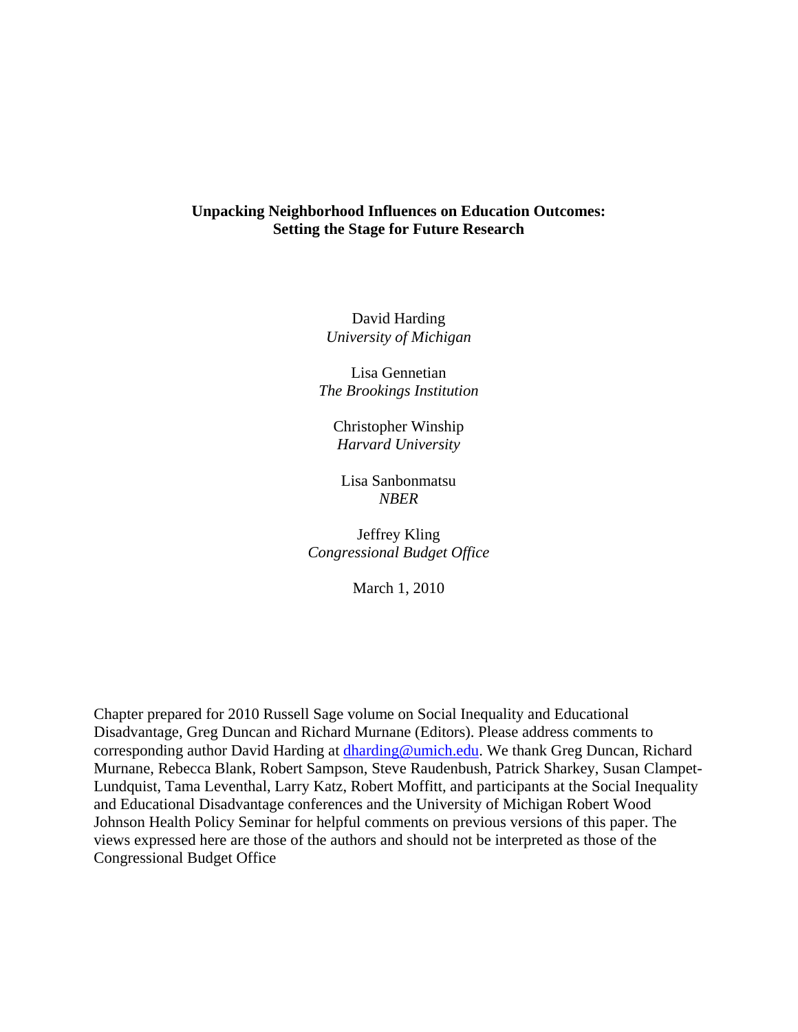**Unpacking Neighborhood Influences on Education Outcomes:**
**Setting the Stage for Future Research**

David Harding
*University of Michigan*

Lisa Gennetian
*The Brookings Institution*

Christopher Winship
*Harvard University*

Lisa Sanbonmatsu
*NBER*

Jeffrey Kling
*Congressional Budget Office*

March 1, 2010

Chapter prepared for 2010 Russell Sage volume on Social Inequality and Educational Disadvantage, Greg Duncan and Richard Murnane (Editors). Please address comments to corresponding author David Harding at dharding@umich.edu. We thank Greg Duncan, Richard Murnane, Rebecca Blank, Robert Sampson, Steve Raudenbush, Patrick Sharkey, Susan Clampet-Lundquist, Tama Leventhal, Larry Katz, Robert Moffitt, and participants at the Social Inequality and Educational Disadvantage conferences and the University of Michigan Robert Wood Johnson Health Policy Seminar for helpful comments on previous versions of this paper. The views expressed here are those of the authors and should not be interpreted as those of the Congressional Budget Office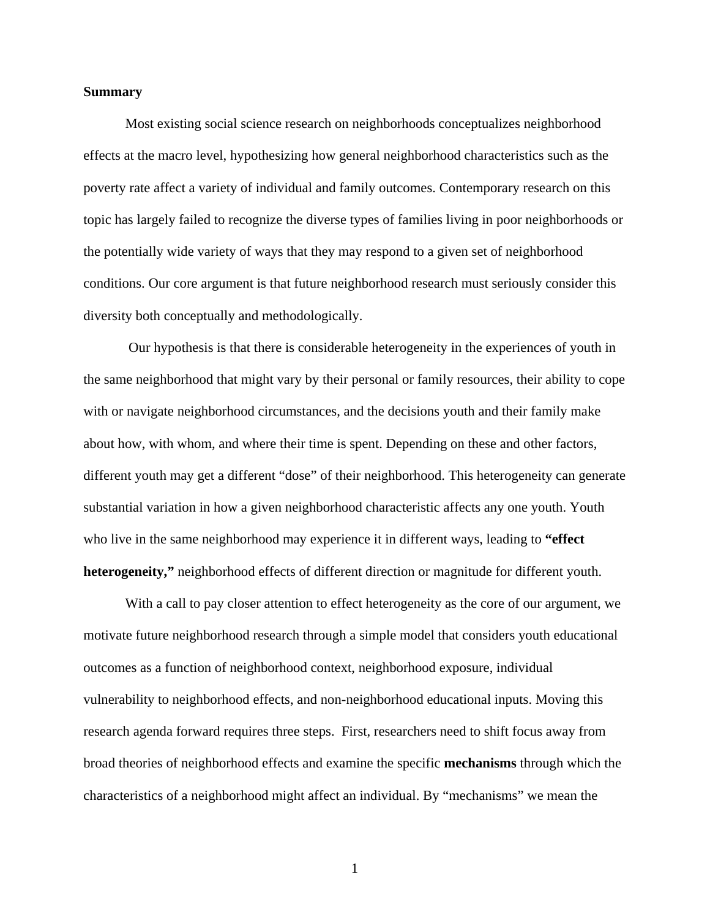**Summary**

Most existing social science research on neighborhoods conceptualizes neighborhood effects at the macro level, hypothesizing how general neighborhood characteristics such as the poverty rate affect a variety of individual and family outcomes. Contemporary research on this topic has largely failed to recognize the diverse types of families living in poor neighborhoods or the potentially wide variety of ways that they may respond to a given set of neighborhood conditions. Our core argument is that future neighborhood research must seriously consider this diversity both conceptually and methodologically.

Our hypothesis is that there is considerable heterogeneity in the experiences of youth in the same neighborhood that might vary by their personal or family resources, their ability to cope with or navigate neighborhood circumstances, and the decisions youth and their family make about how, with whom, and where their time is spent. Depending on these and other factors, different youth may get a different "dose" of their neighborhood. This heterogeneity can generate substantial variation in how a given neighborhood characteristic affects any one youth. Youth who live in the same neighborhood may experience it in different ways, leading to **"effect heterogeneity,"** neighborhood effects of different direction or magnitude for different youth.

With a call to pay closer attention to effect heterogeneity as the core of our argument, we motivate future neighborhood research through a simple model that considers youth educational outcomes as a function of neighborhood context, neighborhood exposure, individual vulnerability to neighborhood effects, and non-neighborhood educational inputs. Moving this research agenda forward requires three steps. First, researchers need to shift focus away from broad theories of neighborhood effects and examine the specific **mechanisms** through which the characteristics of a neighborhood might affect an individual. By "mechanisms" we mean the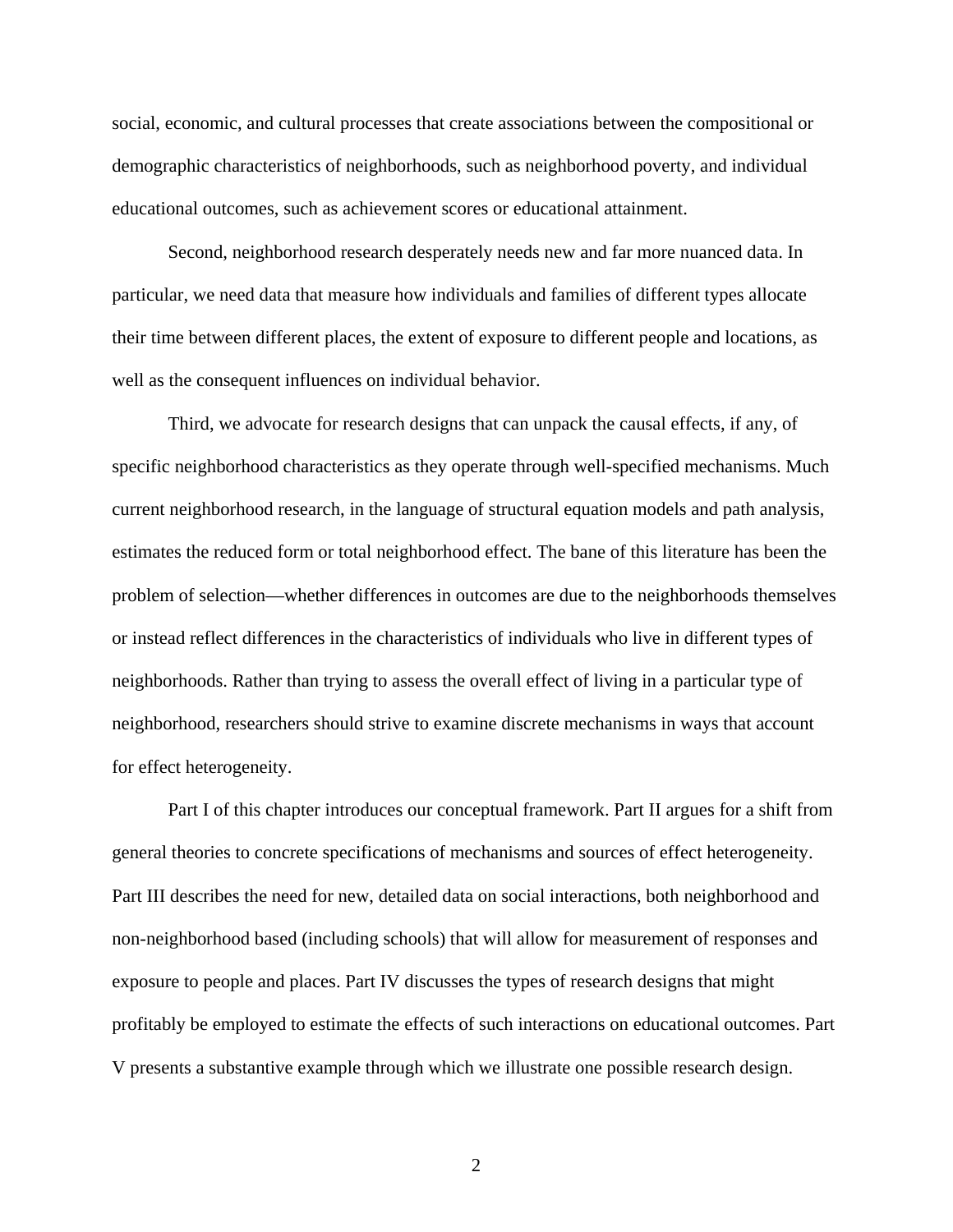social, economic, and cultural processes that create associations between the compositional or demographic characteristics of neighborhoods, such as neighborhood poverty, and individual educational outcomes, such as achievement scores or educational attainment.

Second, neighborhood research desperately needs new and far more nuanced data. In particular, we need data that measure how individuals and families of different types allocate their time between different places, the extent of exposure to different people and locations, as well as the consequent influences on individual behavior.

Third, we advocate for research designs that can unpack the causal effects, if any, of specific neighborhood characteristics as they operate through well-specified mechanisms. Much current neighborhood research, in the language of structural equation models and path analysis, estimates the reduced form or total neighborhood effect. The bane of this literature has been the problem of selection—whether differences in outcomes are due to the neighborhoods themselves or instead reflect differences in the characteristics of individuals who live in different types of neighborhoods. Rather than trying to assess the overall effect of living in a particular type of neighborhood, researchers should strive to examine discrete mechanisms in ways that account for effect heterogeneity.

Part I of this chapter introduces our conceptual framework. Part II argues for a shift from general theories to concrete specifications of mechanisms and sources of effect heterogeneity. Part III describes the need for new, detailed data on social interactions, both neighborhood and non-neighborhood based (including schools) that will allow for measurement of responses and exposure to people and places. Part IV discusses the types of research designs that might profitably be employed to estimate the effects of such interactions on educational outcomes. Part V presents a substantive example through which we illustrate one possible research design.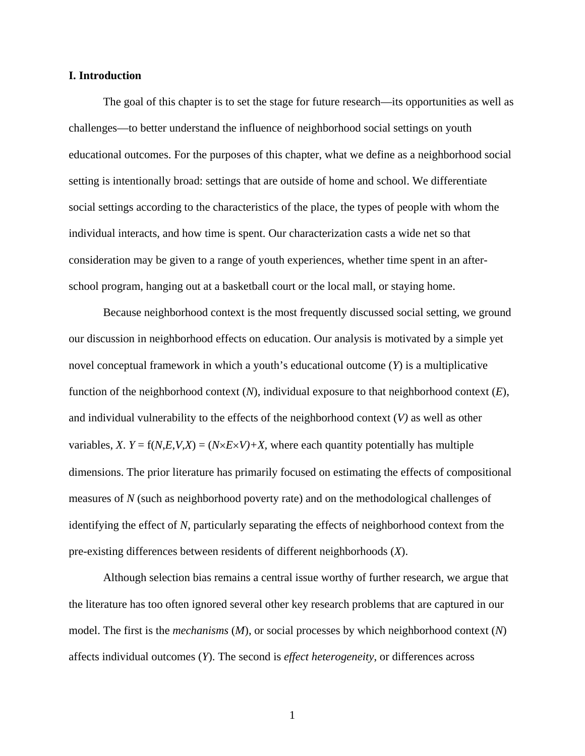## I. Introduction

The goal of this chapter is to set the stage for future research—its opportunities as well as challenges—to better understand the influence of neighborhood social settings on youth educational outcomes. For the purposes of this chapter, what we define as a neighborhood social setting is intentionally broad: settings that are outside of home and school. We differentiate social settings according to the characteristics of the place, the types of people with whom the individual interacts, and how time is spent. Our characterization casts a wide net so that consideration may be given to a range of youth experiences, whether time spent in an after-school program, hanging out at a basketball court or the local mall, or staying home.

Because neighborhood context is the most frequently discussed social setting, we ground our discussion in neighborhood effects on education. Our analysis is motivated by a simple yet novel conceptual framework in which a youth's educational outcome ($Y$) is a multiplicative function of the neighborhood context ($N$), individual exposure to that neighborhood context ($E$), and individual vulnerability to the effects of the neighborhood context ($V$) as well as other variables, $X$. $Y = f(N,E,V,X) = (N \times E \times V) + X$, where each quantity potentially has multiple dimensions. The prior literature has primarily focused on estimating the effects of compositional measures of $N$ (such as neighborhood poverty rate) and on the methodological challenges of identifying the effect of $N$, particularly separating the effects of neighborhood context from the pre-existing differences between residents of different neighborhoods ($X$).

Although selection bias remains a central issue worthy of further research, we argue that the literature has too often ignored several other key research problems that are captured in our model. The first is the *mechanisms* ($M$), or social processes by which neighborhood context ($N$) affects individual outcomes ($Y$). The second is *effect heterogeneity*, or differences across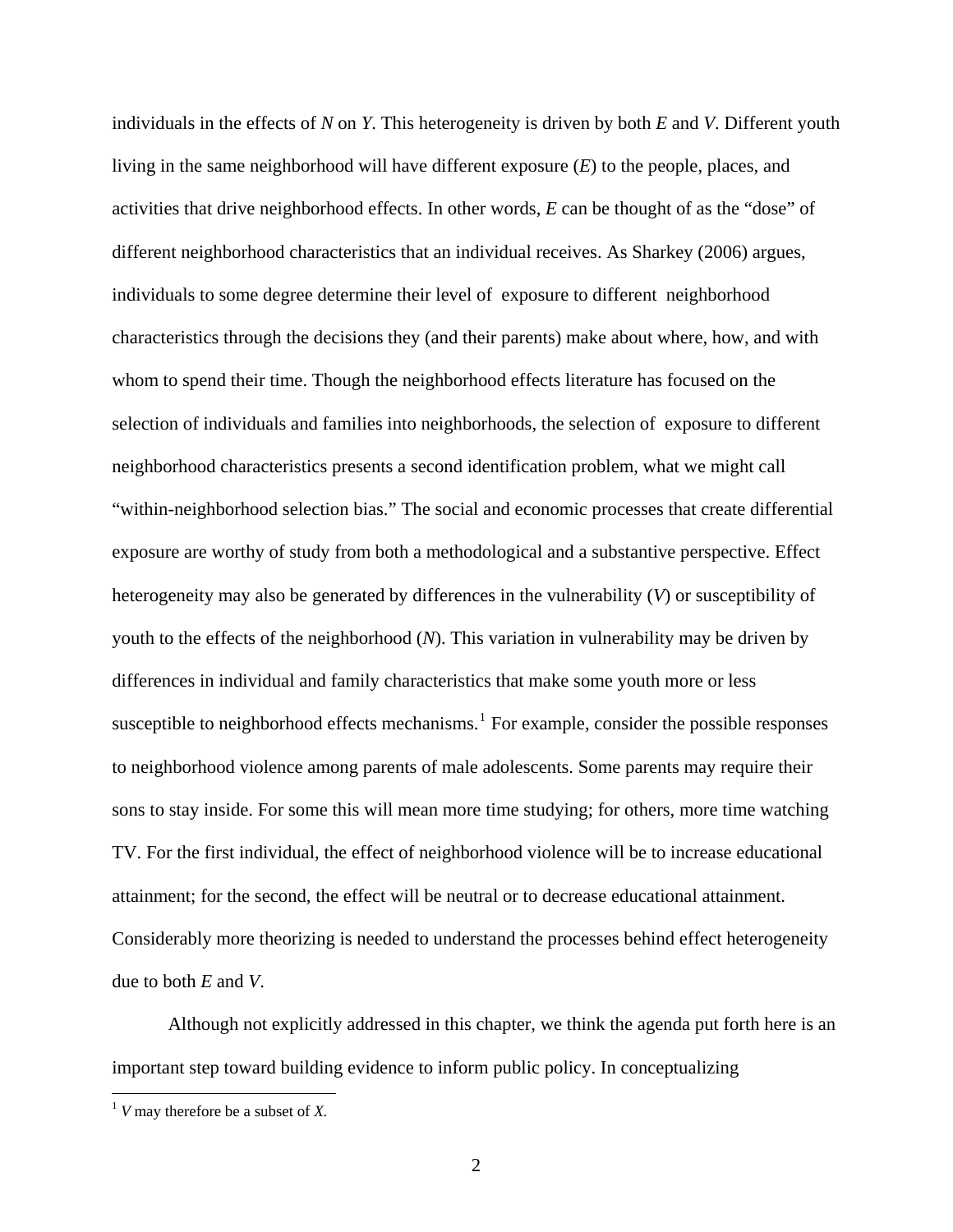individuals in the effects of *N* on *Y*. This heterogeneity is driven by both *E* and *V*. Different youth living in the same neighborhood will have different exposure (*E*) to the people, places, and activities that drive neighborhood effects. In other words, *E* can be thought of as the "dose" of different neighborhood characteristics that an individual receives. As Sharkey (2006) argues, individuals to some degree determine their level of exposure to different neighborhood characteristics through the decisions they (and their parents) make about where, how, and with whom to spend their time. Though the neighborhood effects literature has focused on the selection of individuals and families into neighborhoods, the selection of exposure to different neighborhood characteristics presents a second identification problem, what we might call "within-neighborhood selection bias." The social and economic processes that create differential exposure are worthy of study from both a methodological and a substantive perspective. Effect heterogeneity may also be generated by differences in the vulnerability (*V*) or susceptibility of youth to the effects of the neighborhood (*N*). This variation in vulnerability may be driven by differences in individual and family characteristics that make some youth more or less susceptible to neighborhood effects mechanisms.[1] For example, consider the possible responses to neighborhood violence among parents of male adolescents. Some parents may require their sons to stay inside. For some this will mean more time studying; for others, more time watching TV. For the first individual, the effect of neighborhood violence will be to increase educational attainment; for the second, the effect will be neutral or to decrease educational attainment. Considerably more theorizing is needed to understand the processes behind effect heterogeneity due to both *E* and *V*.

Although not explicitly addressed in this chapter, we think the agenda put forth here is an important step toward building evidence to inform public policy. In conceptualizing

---

[1] *V* may therefore be a subset of *X*.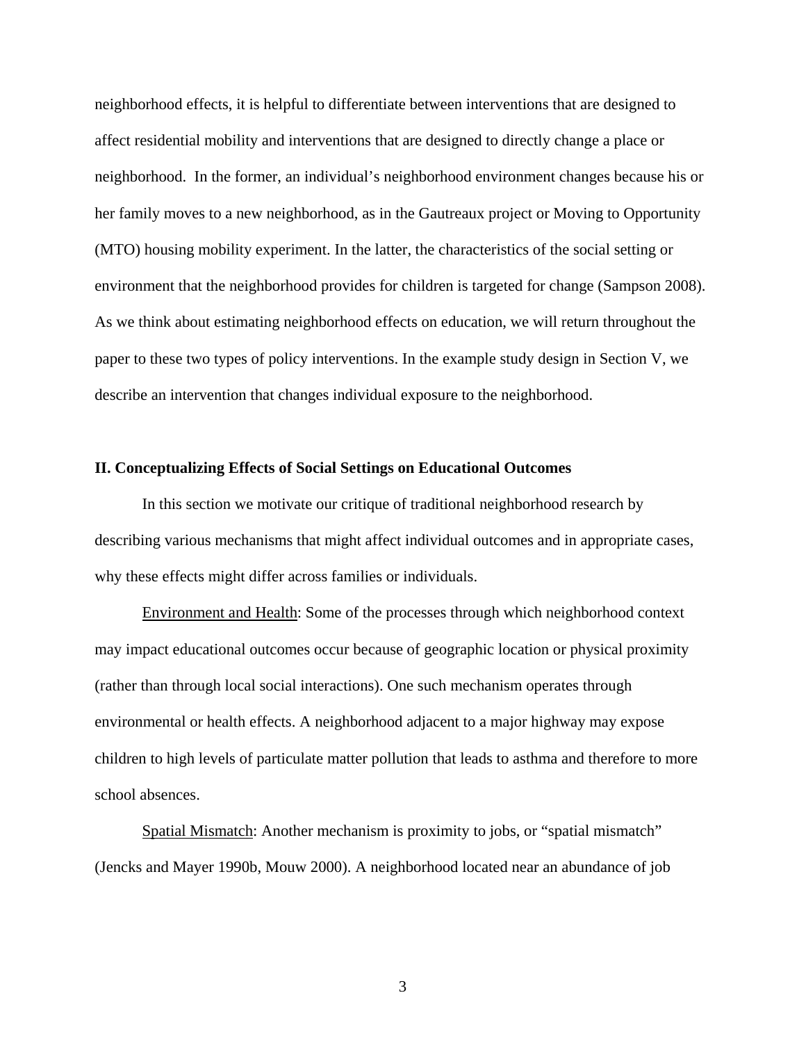neighborhood effects, it is helpful to differentiate between interventions that are designed to affect residential mobility and interventions that are designed to directly change a place or neighborhood. In the former, an individual's neighborhood environment changes because his or her family moves to a new neighborhood, as in the Gautreaux project or Moving to Opportunity (MTO) housing mobility experiment. In the latter, the characteristics of the social setting or environment that the neighborhood provides for children is targeted for change (Sampson 2008). As we think about estimating neighborhood effects on education, we will return throughout the paper to these two types of policy interventions. In the example study design in Section V, we describe an intervention that changes individual exposure to the neighborhood.

## II. Conceptualizing Effects of Social Settings on Educational Outcomes

In this section we motivate our critique of traditional neighborhood research by describing various mechanisms that might affect individual outcomes and in appropriate cases, why these effects might differ across families or individuals.

<u>Environment and Health</u>: Some of the processes through which neighborhood context may impact educational outcomes occur because of geographic location or physical proximity (rather than through local social interactions). One such mechanism operates through environmental or health effects. A neighborhood adjacent to a major highway may expose children to high levels of particulate matter pollution that leads to asthma and therefore to more school absences.

<u>Spatial Mismatch</u>: Another mechanism is proximity to jobs, or "spatial mismatch" (Jencks and Mayer 1990b, Mouw 2000). A neighborhood located near an abundance of job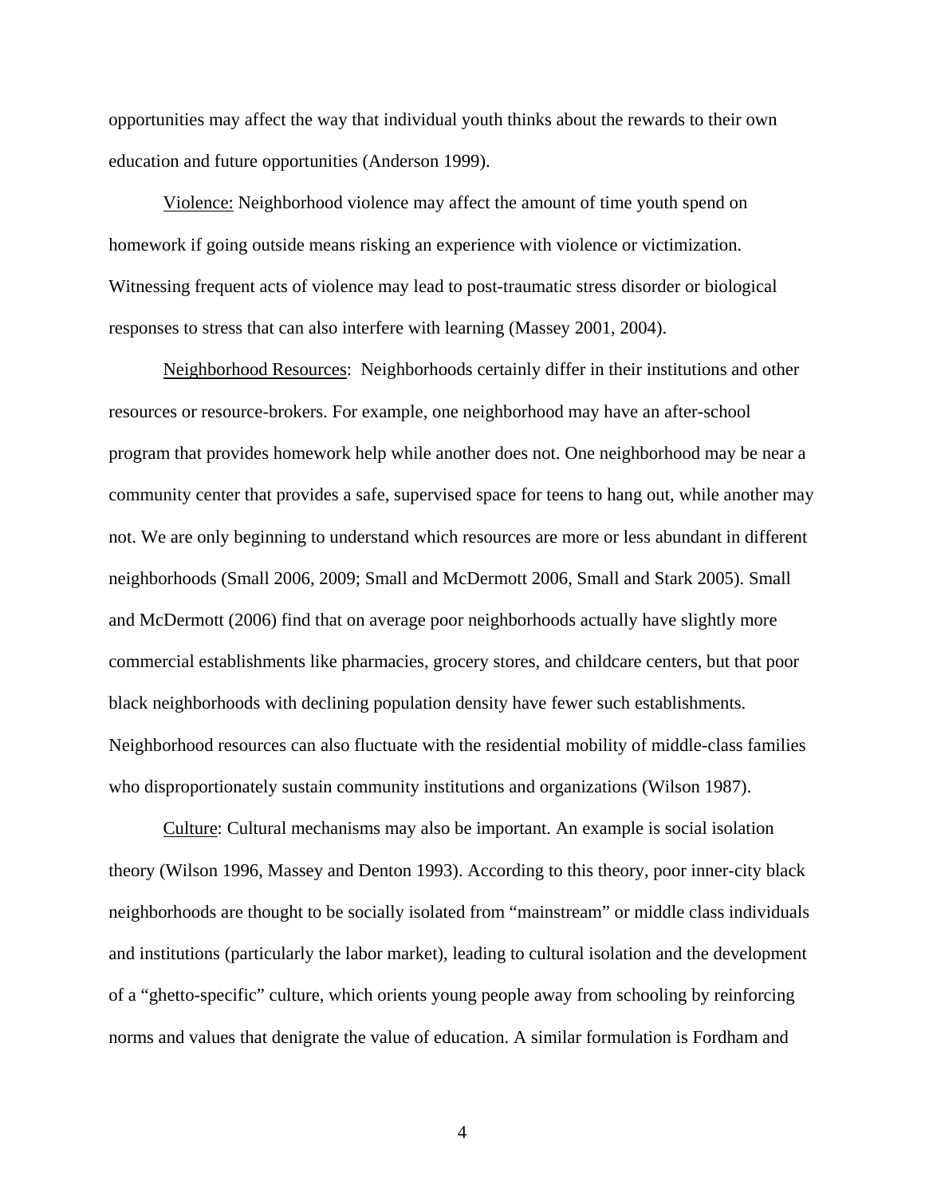opportunities may affect the way that individual youth thinks about the rewards to their own education and future opportunities (Anderson 1999).

<u>Violence:</u> Neighborhood violence may affect the amount of time youth spend on homework if going outside means risking an experience with violence or victimization. Witnessing frequent acts of violence may lead to post-traumatic stress disorder or biological responses to stress that can also interfere with learning (Massey 2001, 2004).

<u>Neighborhood Resources</u>: Neighborhoods certainly differ in their institutions and other resources or resource-brokers. For example, one neighborhood may have an after-school program that provides homework help while another does not. One neighborhood may be near a community center that provides a safe, supervised space for teens to hang out, while another may not. We are only beginning to understand which resources are more or less abundant in different neighborhoods (Small 2006, 2009; Small and McDermott 2006, Small and Stark 2005). Small and McDermott (2006) find that on average poor neighborhoods actually have slightly more commercial establishments like pharmacies, grocery stores, and childcare centers, but that poor black neighborhoods with declining population density have fewer such establishments. Neighborhood resources can also fluctuate with the residential mobility of middle-class families who disproportionately sustain community institutions and organizations (Wilson 1987).

<u>Culture</u>: Cultural mechanisms may also be important. An example is social isolation theory (Wilson 1996, Massey and Denton 1993). According to this theory, poor inner-city black neighborhoods are thought to be socially isolated from "mainstream" or middle class individuals and institutions (particularly the labor market), leading to cultural isolation and the development of a "ghetto-specific" culture, which orients young people away from schooling by reinforcing norms and values that denigrate the value of education. A similar formulation is Fordham and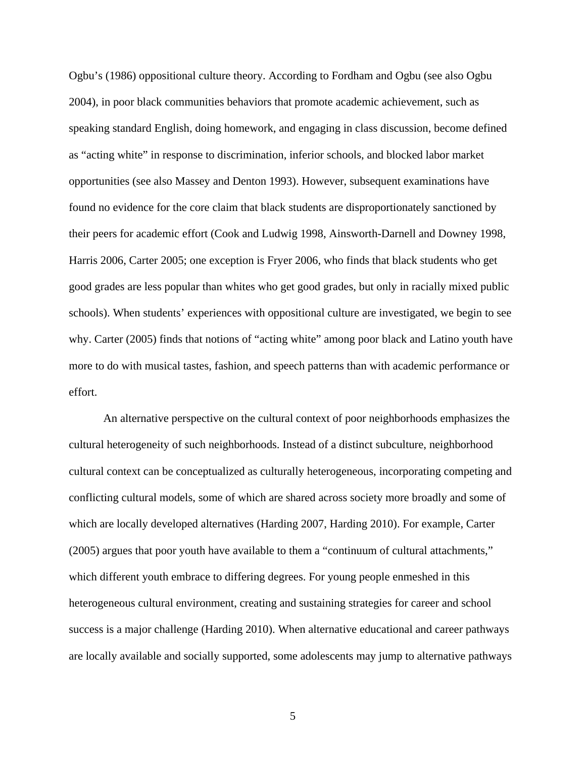Ogbu's (1986) oppositional culture theory. According to Fordham and Ogbu (see also Ogbu 2004), in poor black communities behaviors that promote academic achievement, such as speaking standard English, doing homework, and engaging in class discussion, become defined as "acting white" in response to discrimination, inferior schools, and blocked labor market opportunities (see also Massey and Denton 1993). However, subsequent examinations have found no evidence for the core claim that black students are disproportionately sanctioned by their peers for academic effort (Cook and Ludwig 1998, Ainsworth-Darnell and Downey 1998, Harris 2006, Carter 2005; one exception is Fryer 2006, who finds that black students who get good grades are less popular than whites who get good grades, but only in racially mixed public schools). When students' experiences with oppositional culture are investigated, we begin to see why. Carter (2005) finds that notions of "acting white" among poor black and Latino youth have more to do with musical tastes, fashion, and speech patterns than with academic performance or effort.

An alternative perspective on the cultural context of poor neighborhoods emphasizes the cultural heterogeneity of such neighborhoods. Instead of a distinct subculture, neighborhood cultural context can be conceptualized as culturally heterogeneous, incorporating competing and conflicting cultural models, some of which are shared across society more broadly and some of which are locally developed alternatives (Harding 2007, Harding 2010). For example, Carter (2005) argues that poor youth have available to them a "continuum of cultural attachments," which different youth embrace to differing degrees. For young people enmeshed in this heterogeneous cultural environment, creating and sustaining strategies for career and school success is a major challenge (Harding 2010). When alternative educational and career pathways are locally available and socially supported, some adolescents may jump to alternative pathways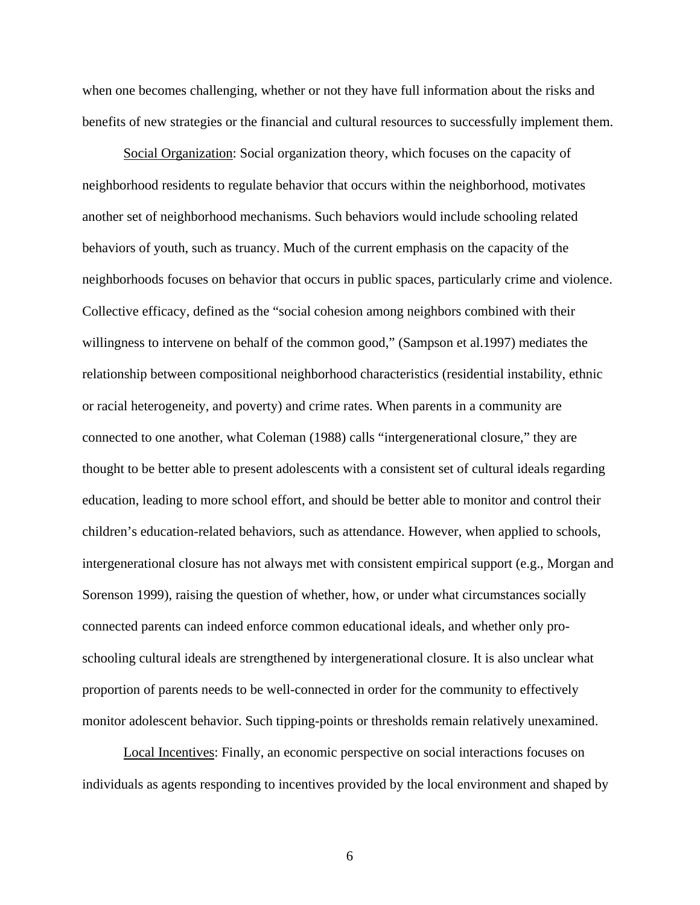when one becomes challenging, whether or not they have full information about the risks and benefits of new strategies or the financial and cultural resources to successfully implement them.

Social Organization: Social organization theory, which focuses on the capacity of neighborhood residents to regulate behavior that occurs within the neighborhood, motivates another set of neighborhood mechanisms. Such behaviors would include schooling related behaviors of youth, such as truancy. Much of the current emphasis on the capacity of the neighborhoods focuses on behavior that occurs in public spaces, particularly crime and violence. Collective efficacy, defined as the "social cohesion among neighbors combined with their willingness to intervene on behalf of the common good," (Sampson et al.1997) mediates the relationship between compositional neighborhood characteristics (residential instability, ethnic or racial heterogeneity, and poverty) and crime rates. When parents in a community are connected to one another, what Coleman (1988) calls "intergenerational closure," they are thought to be better able to present adolescents with a consistent set of cultural ideals regarding education, leading to more school effort, and should be better able to monitor and control their children's education-related behaviors, such as attendance. However, when applied to schools, intergenerational closure has not always met with consistent empirical support (e.g., Morgan and Sorenson 1999), raising the question of whether, how, or under what circumstances socially connected parents can indeed enforce common educational ideals, and whether only pro-schooling cultural ideals are strengthened by intergenerational closure. It is also unclear what proportion of parents needs to be well-connected in order for the community to effectively monitor adolescent behavior. Such tipping-points or thresholds remain relatively unexamined.

Local Incentives: Finally, an economic perspective on social interactions focuses on individuals as agents responding to incentives provided by the local environment and shaped by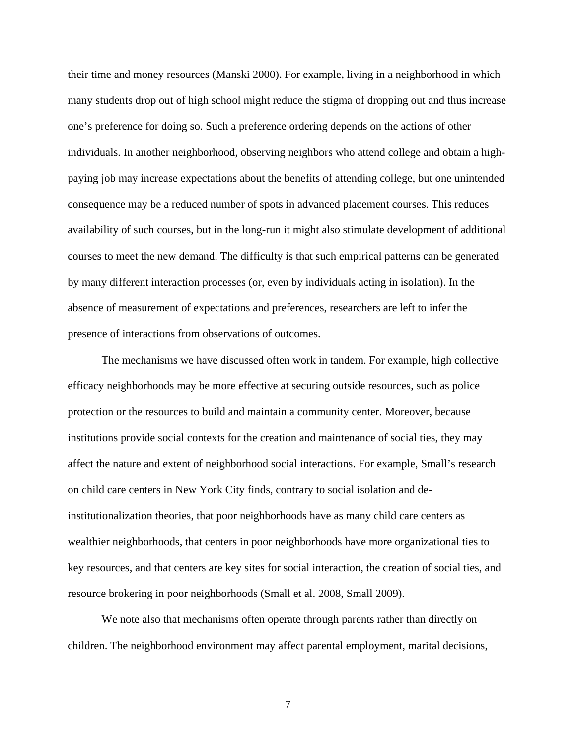their time and money resources (Manski 2000). For example, living in a neighborhood in which many students drop out of high school might reduce the stigma of dropping out and thus increase one's preference for doing so. Such a preference ordering depends on the actions of other individuals. In another neighborhood, observing neighbors who attend college and obtain a high-paying job may increase expectations about the benefits of attending college, but one unintended consequence may be a reduced number of spots in advanced placement courses. This reduces availability of such courses, but in the long-run it might also stimulate development of additional courses to meet the new demand. The difficulty is that such empirical patterns can be generated by many different interaction processes (or, even by individuals acting in isolation). In the absence of measurement of expectations and preferences, researchers are left to infer the presence of interactions from observations of outcomes.

The mechanisms we have discussed often work in tandem. For example, high collective efficacy neighborhoods may be more effective at securing outside resources, such as police protection or the resources to build and maintain a community center. Moreover, because institutions provide social contexts for the creation and maintenance of social ties, they may affect the nature and extent of neighborhood social interactions. For example, Small's research on child care centers in New York City finds, contrary to social isolation and de-institutionalization theories, that poor neighborhoods have as many child care centers as wealthier neighborhoods, that centers in poor neighborhoods have more organizational ties to key resources, and that centers are key sites for social interaction, the creation of social ties, and resource brokering in poor neighborhoods (Small et al. 2008, Small 2009).

We note also that mechanisms often operate through parents rather than directly on children. The neighborhood environment may affect parental employment, marital decisions,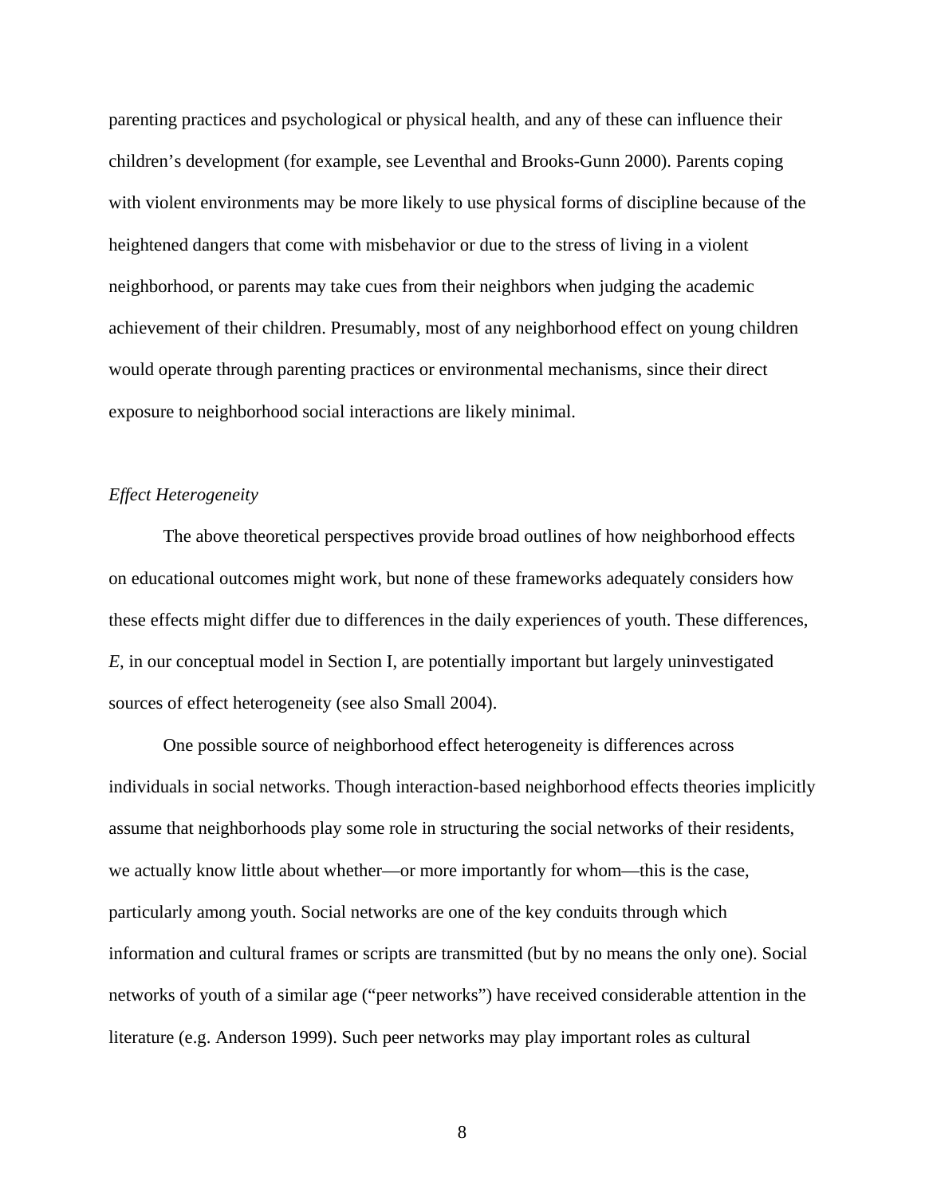parenting practices and psychological or physical health, and any of these can influence their children's development (for example, see Leventhal and Brooks-Gunn 2000). Parents coping with violent environments may be more likely to use physical forms of discipline because of the heightened dangers that come with misbehavior or due to the stress of living in a violent neighborhood, or parents may take cues from their neighbors when judging the academic achievement of their children. Presumably, most of any neighborhood effect on young children would operate through parenting practices or environmental mechanisms, since their direct exposure to neighborhood social interactions are likely minimal.

*Effect Heterogeneity*

The above theoretical perspectives provide broad outlines of how neighborhood effects on educational outcomes might work, but none of these frameworks adequately considers how these effects might differ due to differences in the daily experiences of youth. These differences, $E$, in our conceptual model in Section I, are potentially important but largely uninvestigated sources of effect heterogeneity (see also Small 2004).

One possible source of neighborhood effect heterogeneity is differences across individuals in social networks. Though interaction-based neighborhood effects theories implicitly assume that neighborhoods play some role in structuring the social networks of their residents, we actually know little about whether—or more importantly for whom—this is the case, particularly among youth. Social networks are one of the key conduits through which information and cultural frames or scripts are transmitted (but by no means the only one). Social networks of youth of a similar age ("peer networks") have received considerable attention in the literature (e.g. Anderson 1999). Such peer networks may play important roles as cultural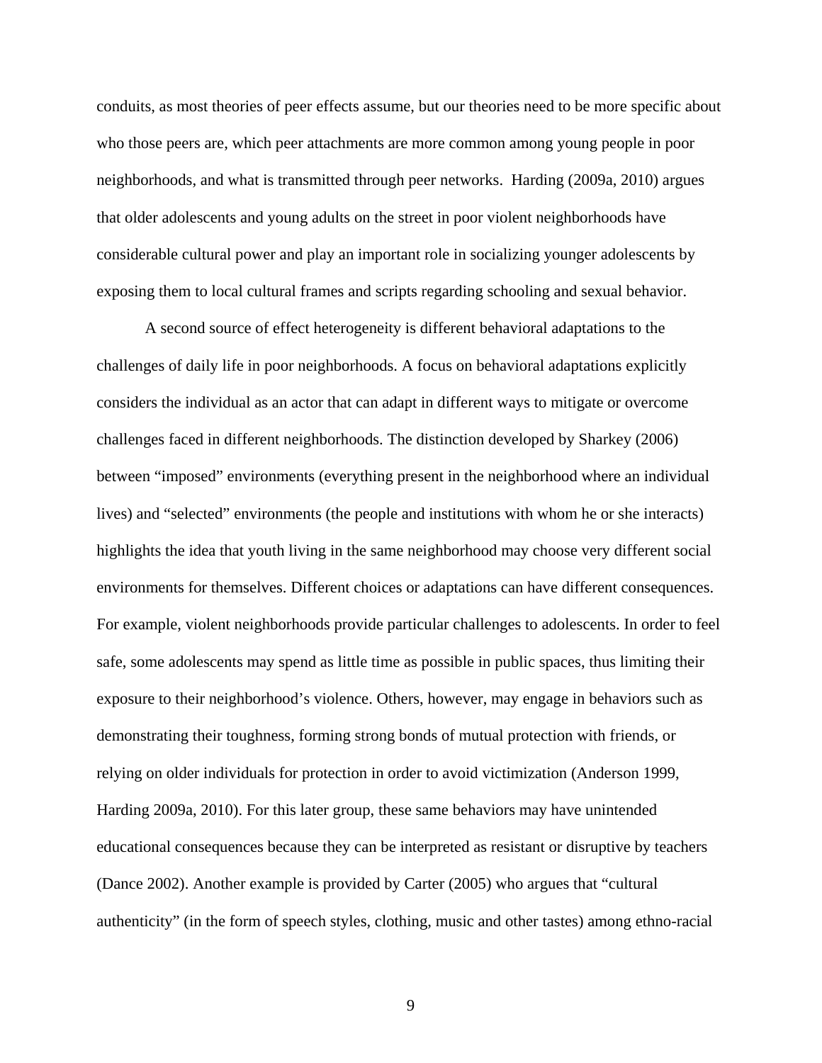conduits, as most theories of peer effects assume, but our theories need to be more specific about who those peers are, which peer attachments are more common among young people in poor neighborhoods, and what is transmitted through peer networks. Harding (2009a, 2010) argues that older adolescents and young adults on the street in poor violent neighborhoods have considerable cultural power and play an important role in socializing younger adolescents by exposing them to local cultural frames and scripts regarding schooling and sexual behavior.

A second source of effect heterogeneity is different behavioral adaptations to the challenges of daily life in poor neighborhoods. A focus on behavioral adaptations explicitly considers the individual as an actor that can adapt in different ways to mitigate or overcome challenges faced in different neighborhoods. The distinction developed by Sharkey (2006) between "imposed" environments (everything present in the neighborhood where an individual lives) and "selected" environments (the people and institutions with whom he or she interacts) highlights the idea that youth living in the same neighborhood may choose very different social environments for themselves. Different choices or adaptations can have different consequences. For example, violent neighborhoods provide particular challenges to adolescents. In order to feel safe, some adolescents may spend as little time as possible in public spaces, thus limiting their exposure to their neighborhood's violence. Others, however, may engage in behaviors such as demonstrating their toughness, forming strong bonds of mutual protection with friends, or relying on older individuals for protection in order to avoid victimization (Anderson 1999, Harding 2009a, 2010). For this later group, these same behaviors may have unintended educational consequences because they can be interpreted as resistant or disruptive by teachers (Dance 2002). Another example is provided by Carter (2005) who argues that "cultural authenticity" (in the form of speech styles, clothing, music and other tastes) among ethno-racial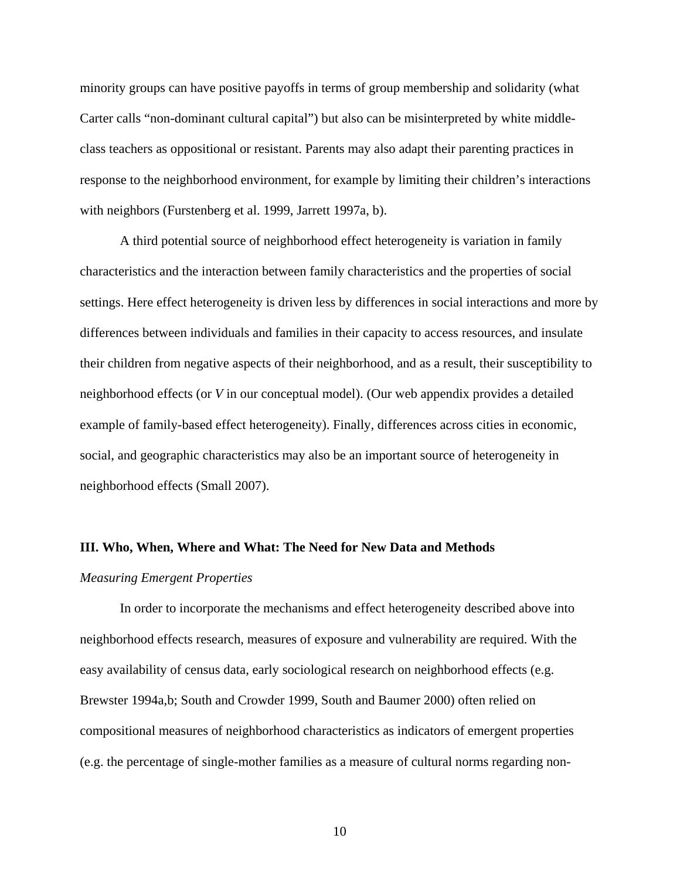minority groups can have positive payoffs in terms of group membership and solidarity (what Carter calls "non-dominant cultural capital") but also can be misinterpreted by white middle-class teachers as oppositional or resistant. Parents may also adapt their parenting practices in response to the neighborhood environment, for example by limiting their children's interactions with neighbors (Furstenberg et al. 1999, Jarrett 1997a, b).

A third potential source of neighborhood effect heterogeneity is variation in family characteristics and the interaction between family characteristics and the properties of social settings. Here effect heterogeneity is driven less by differences in social interactions and more by differences between individuals and families in their capacity to access resources, and insulate their children from negative aspects of their neighborhood, and as a result, their susceptibility to neighborhood effects (or *V* in our conceptual model). (Our web appendix provides a detailed example of family-based effect heterogeneity). Finally, differences across cities in economic, social, and geographic characteristics may also be an important source of heterogeneity in neighborhood effects (Small 2007).

## III. Who, When, Where and What: The Need for New Data and Methods

### *Measuring Emergent Properties*

In order to incorporate the mechanisms and effect heterogeneity described above into neighborhood effects research, measures of exposure and vulnerability are required. With the easy availability of census data, early sociological research on neighborhood effects (e.g. Brewster 1994a,b; South and Crowder 1999, South and Baumer 2000) often relied on compositional measures of neighborhood characteristics as indicators of emergent properties (e.g. the percentage of single-mother families as a measure of cultural norms regarding non-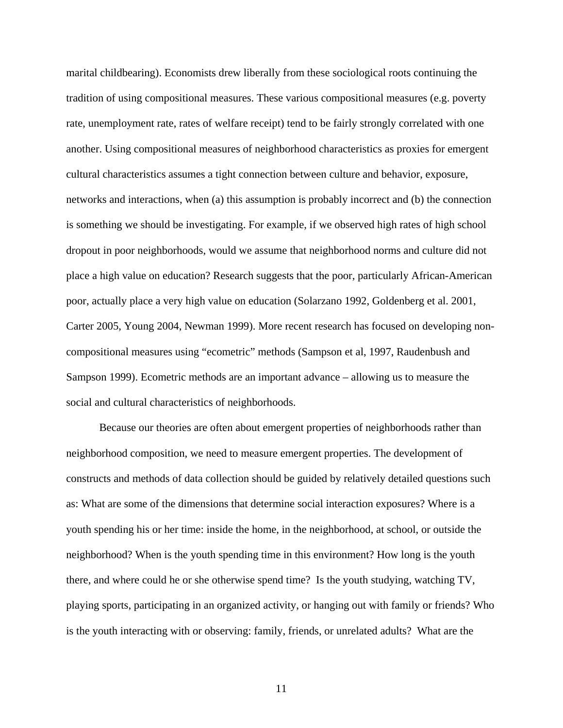marital childbearing). Economists drew liberally from these sociological roots continuing the tradition of using compositional measures. These various compositional measures (e.g. poverty rate, unemployment rate, rates of welfare receipt) tend to be fairly strongly correlated with one another. Using compositional measures of neighborhood characteristics as proxies for emergent cultural characteristics assumes a tight connection between culture and behavior, exposure, networks and interactions, when (a) this assumption is probably incorrect and (b) the connection is something we should be investigating. For example, if we observed high rates of high school dropout in poor neighborhoods, would we assume that neighborhood norms and culture did not place a high value on education? Research suggests that the poor, particularly African-American poor, actually place a very high value on education (Solarzano 1992, Goldenberg et al. 2001, Carter 2005, Young 2004, Newman 1999). More recent research has focused on developing non-compositional measures using "ecometric" methods (Sampson et al, 1997, Raudenbush and Sampson 1999). Ecometric methods are an important advance – allowing us to measure the social and cultural characteristics of neighborhoods.

Because our theories are often about emergent properties of neighborhoods rather than neighborhood composition, we need to measure emergent properties. The development of constructs and methods of data collection should be guided by relatively detailed questions such as: What are some of the dimensions that determine social interaction exposures? Where is a youth spending his or her time: inside the home, in the neighborhood, at school, or outside the neighborhood? When is the youth spending time in this environment? How long is the youth there, and where could he or she otherwise spend time? Is the youth studying, watching TV, playing sports, participating in an organized activity, or hanging out with family or friends? Who is the youth interacting with or observing: family, friends, or unrelated adults? What are the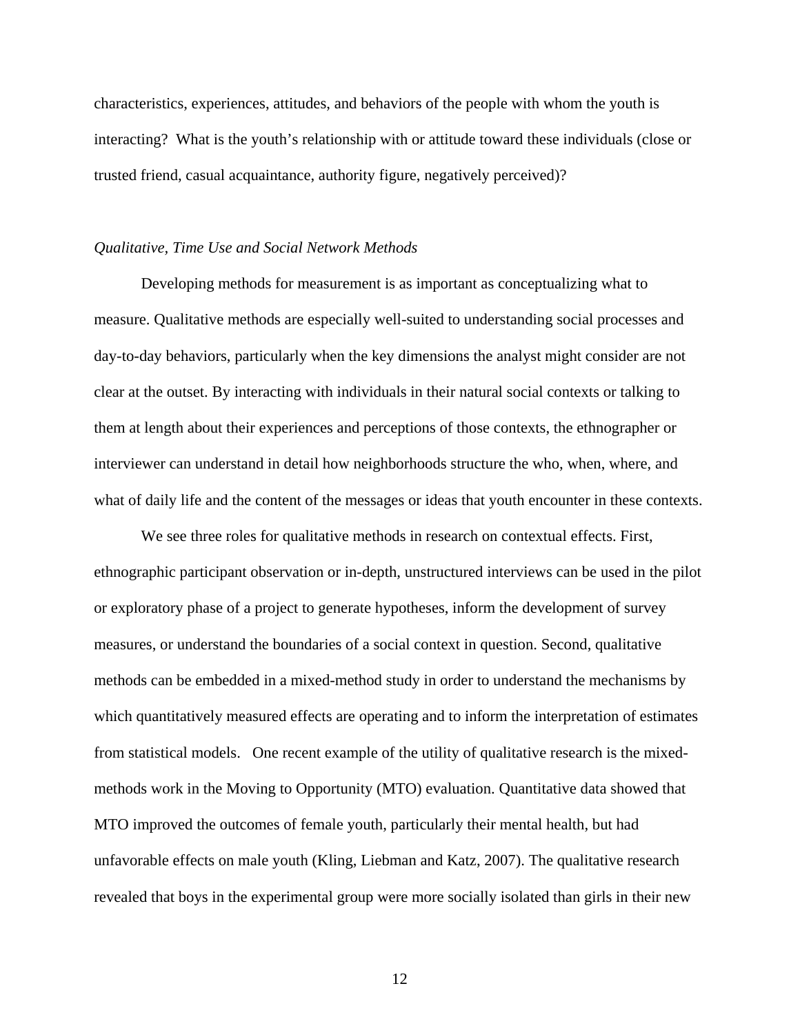characteristics, experiences, attitudes, and behaviors of the people with whom the youth is interacting? What is the youth's relationship with or attitude toward these individuals (close or trusted friend, casual acquaintance, authority figure, negatively perceived)?

*Qualitative, Time Use and Social Network Methods*

Developing methods for measurement is as important as conceptualizing what to measure. Qualitative methods are especially well-suited to understanding social processes and day-to-day behaviors, particularly when the key dimensions the analyst might consider are not clear at the outset. By interacting with individuals in their natural social contexts or talking to them at length about their experiences and perceptions of those contexts, the ethnographer or interviewer can understand in detail how neighborhoods structure the who, when, where, and what of daily life and the content of the messages or ideas that youth encounter in these contexts.

We see three roles for qualitative methods in research on contextual effects. First, ethnographic participant observation or in-depth, unstructured interviews can be used in the pilot or exploratory phase of a project to generate hypotheses, inform the development of survey measures, or understand the boundaries of a social context in question. Second, qualitative methods can be embedded in a mixed-method study in order to understand the mechanisms by which quantitatively measured effects are operating and to inform the interpretation of estimates from statistical models. One recent example of the utility of qualitative research is the mixed-methods work in the Moving to Opportunity (MTO) evaluation. Quantitative data showed that MTO improved the outcomes of female youth, particularly their mental health, but had unfavorable effects on male youth (Kling, Liebman and Katz, 2007). The qualitative research revealed that boys in the experimental group were more socially isolated than girls in their new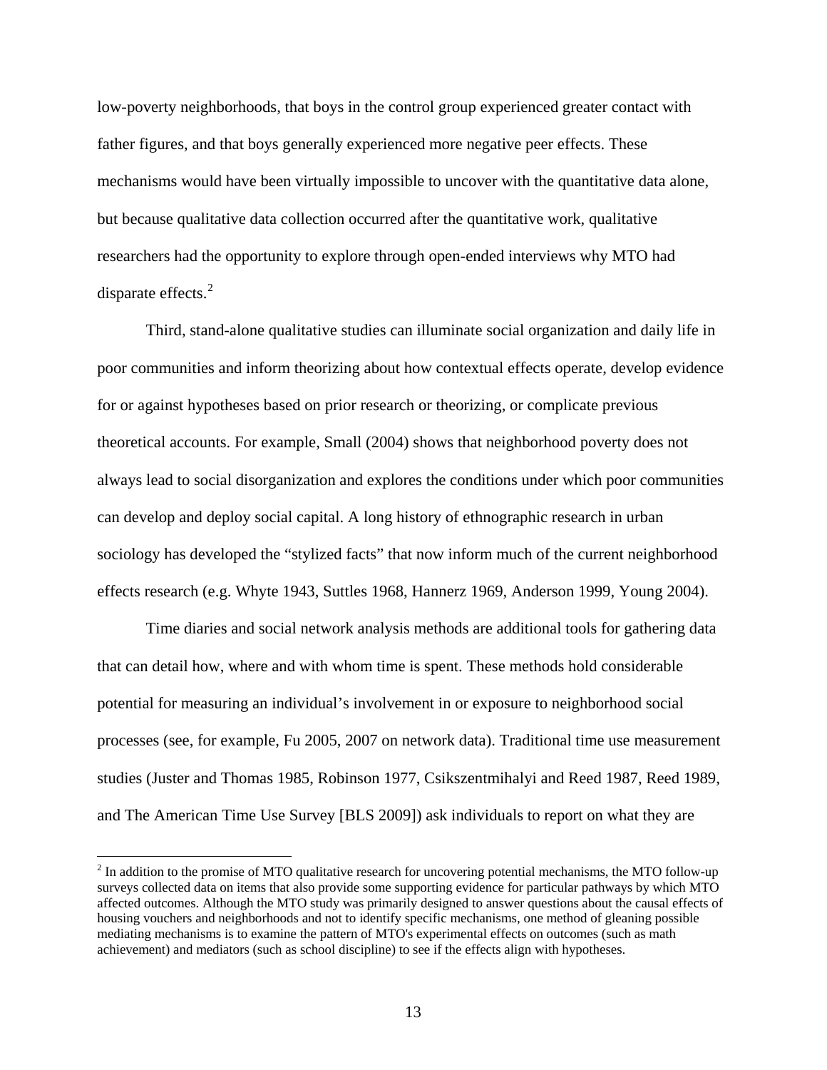low-poverty neighborhoods, that boys in the control group experienced greater contact with father figures, and that boys generally experienced more negative peer effects. These mechanisms would have been virtually impossible to uncover with the quantitative data alone, but because qualitative data collection occurred after the quantitative work, qualitative researchers had the opportunity to explore through open-ended interviews why MTO had disparate effects.[2]

Third, stand-alone qualitative studies can illuminate social organization and daily life in poor communities and inform theorizing about how contextual effects operate, develop evidence for or against hypotheses based on prior research or theorizing, or complicate previous theoretical accounts. For example, Small (2004) shows that neighborhood poverty does not always lead to social disorganization and explores the conditions under which poor communities can develop and deploy social capital. A long history of ethnographic research in urban sociology has developed the "stylized facts" that now inform much of the current neighborhood effects research (e.g. Whyte 1943, Suttles 1968, Hannerz 1969, Anderson 1999, Young 2004).

Time diaries and social network analysis methods are additional tools for gathering data that can detail how, where and with whom time is spent. These methods hold considerable potential for measuring an individual's involvement in or exposure to neighborhood social processes (see, for example, Fu 2005, 2007 on network data). Traditional time use measurement studies (Juster and Thomas 1985, Robinson 1977, Csikszentmihalyi and Reed 1987, Reed 1989, and The American Time Use Survey [BLS 2009]) ask individuals to report on what they are

[2] In addition to the promise of MTO qualitative research for uncovering potential mechanisms, the MTO follow-up surveys collected data on items that also provide some supporting evidence for particular pathways by which MTO affected outcomes. Although the MTO study was primarily designed to answer questions about the causal effects of housing vouchers and neighborhoods and not to identify specific mechanisms, one method of gleaning possible mediating mechanisms is to examine the pattern of MTO's experimental effects on outcomes (such as math achievement) and mediators (such as school discipline) to see if the effects align with hypotheses.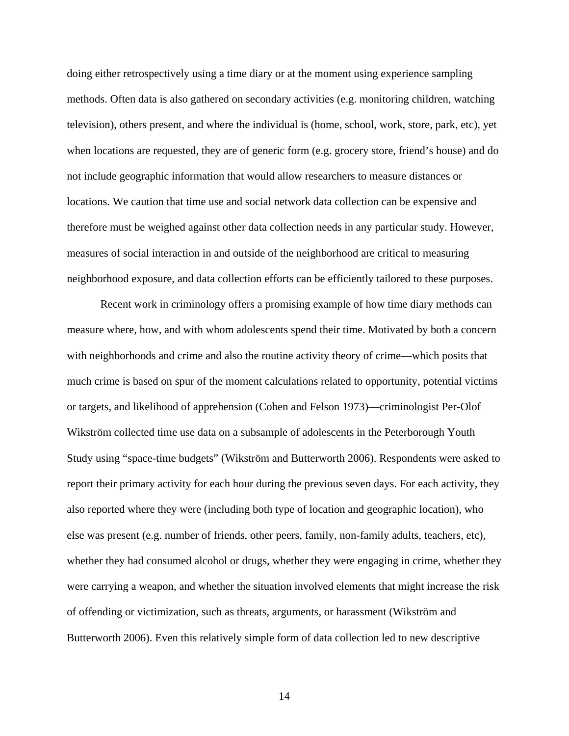doing either retrospectively using a time diary or at the moment using experience sampling methods. Often data is also gathered on secondary activities (e.g. monitoring children, watching television), others present, and where the individual is (home, school, work, store, park, etc), yet when locations are requested, they are of generic form (e.g. grocery store, friend's house) and do not include geographic information that would allow researchers to measure distances or locations. We caution that time use and social network data collection can be expensive and therefore must be weighed against other data collection needs in any particular study. However, measures of social interaction in and outside of the neighborhood are critical to measuring neighborhood exposure, and data collection efforts can be efficiently tailored to these purposes.

Recent work in criminology offers a promising example of how time diary methods can measure where, how, and with whom adolescents spend their time. Motivated by both a concern with neighborhoods and crime and also the routine activity theory of crime—which posits that much crime is based on spur of the moment calculations related to opportunity, potential victims or targets, and likelihood of apprehension (Cohen and Felson 1973)—criminologist Per-Olof Wikström collected time use data on a subsample of adolescents in the Peterborough Youth Study using "space-time budgets" (Wikström and Butterworth 2006). Respondents were asked to report their primary activity for each hour during the previous seven days. For each activity, they also reported where they were (including both type of location and geographic location), who else was present (e.g. number of friends, other peers, family, non-family adults, teachers, etc), whether they had consumed alcohol or drugs, whether they were engaging in crime, whether they were carrying a weapon, and whether the situation involved elements that might increase the risk of offending or victimization, such as threats, arguments, or harassment (Wikström and Butterworth 2006). Even this relatively simple form of data collection led to new descriptive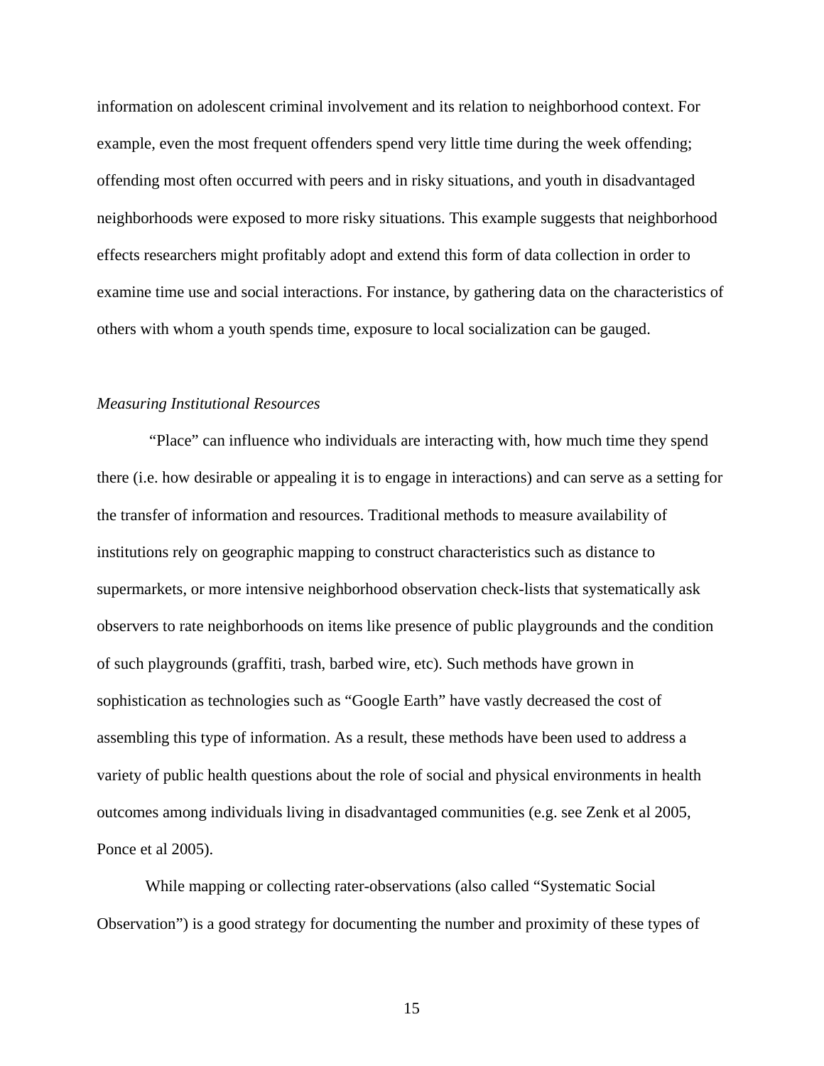information on adolescent criminal involvement and its relation to neighborhood context. For example, even the most frequent offenders spend very little time during the week offending; offending most often occurred with peers and in risky situations, and youth in disadvantaged neighborhoods were exposed to more risky situations. This example suggests that neighborhood effects researchers might profitably adopt and extend this form of data collection in order to examine time use and social interactions. For instance, by gathering data on the characteristics of others with whom a youth spends time, exposure to local socialization can be gauged.

### *Measuring Institutional Resources*

"Place" can influence who individuals are interacting with, how much time they spend there (i.e. how desirable or appealing it is to engage in interactions) and can serve as a setting for the transfer of information and resources. Traditional methods to measure availability of institutions rely on geographic mapping to construct characteristics such as distance to supermarkets, or more intensive neighborhood observation check-lists that systematically ask observers to rate neighborhoods on items like presence of public playgrounds and the condition of such playgrounds (graffiti, trash, barbed wire, etc). Such methods have grown in sophistication as technologies such as "Google Earth" have vastly decreased the cost of assembling this type of information. As a result, these methods have been used to address a variety of public health questions about the role of social and physical environments in health outcomes among individuals living in disadvantaged communities (e.g. see Zenk et al 2005, Ponce et al 2005).

While mapping or collecting rater-observations (also called "Systematic Social Observation") is a good strategy for documenting the number and proximity of these types of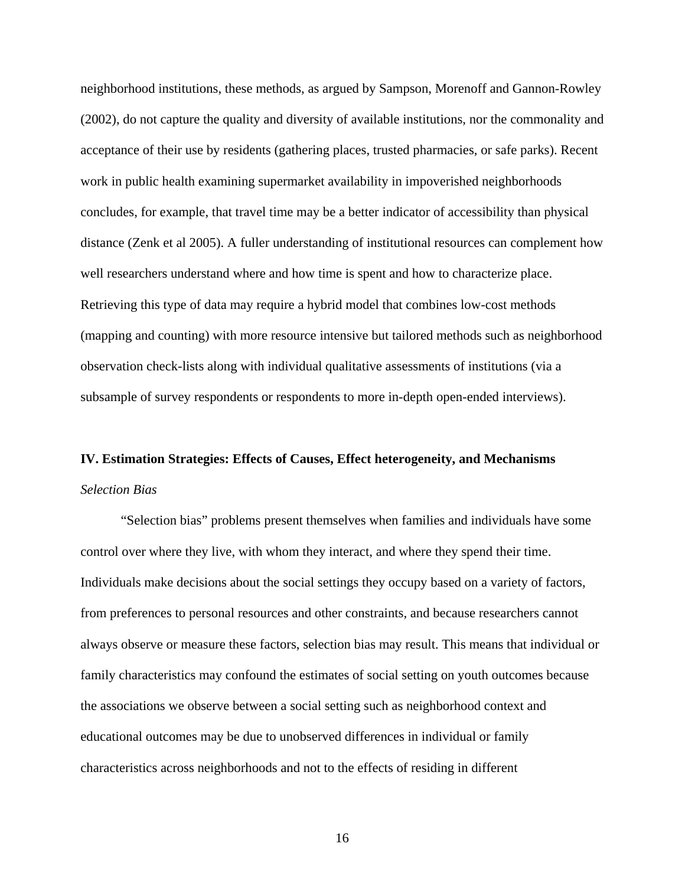neighborhood institutions, these methods, as argued by Sampson, Morenoff and Gannon-Rowley (2002), do not capture the quality and diversity of available institutions, nor the commonality and acceptance of their use by residents (gathering places, trusted pharmacies, or safe parks). Recent work in public health examining supermarket availability in impoverished neighborhoods concludes, for example, that travel time may be a better indicator of accessibility than physical distance (Zenk et al 2005). A fuller understanding of institutional resources can complement how well researchers understand where and how time is spent and how to characterize place. Retrieving this type of data may require a hybrid model that combines low-cost methods (mapping and counting) with more resource intensive but tailored methods such as neighborhood observation check-lists along with individual qualitative assessments of institutions (via a subsample of survey respondents or respondents to more in-depth open-ended interviews).

## IV. Estimation Strategies: Effects of Causes, Effect heterogeneity, and Mechanisms

### *Selection Bias*

"Selection bias" problems present themselves when families and individuals have some control over where they live, with whom they interact, and where they spend their time. Individuals make decisions about the social settings they occupy based on a variety of factors, from preferences to personal resources and other constraints, and because researchers cannot always observe or measure these factors, selection bias may result. This means that individual or family characteristics may confound the estimates of social setting on youth outcomes because the associations we observe between a social setting such as neighborhood context and educational outcomes may be due to unobserved differences in individual or family characteristics across neighborhoods and not to the effects of residing in different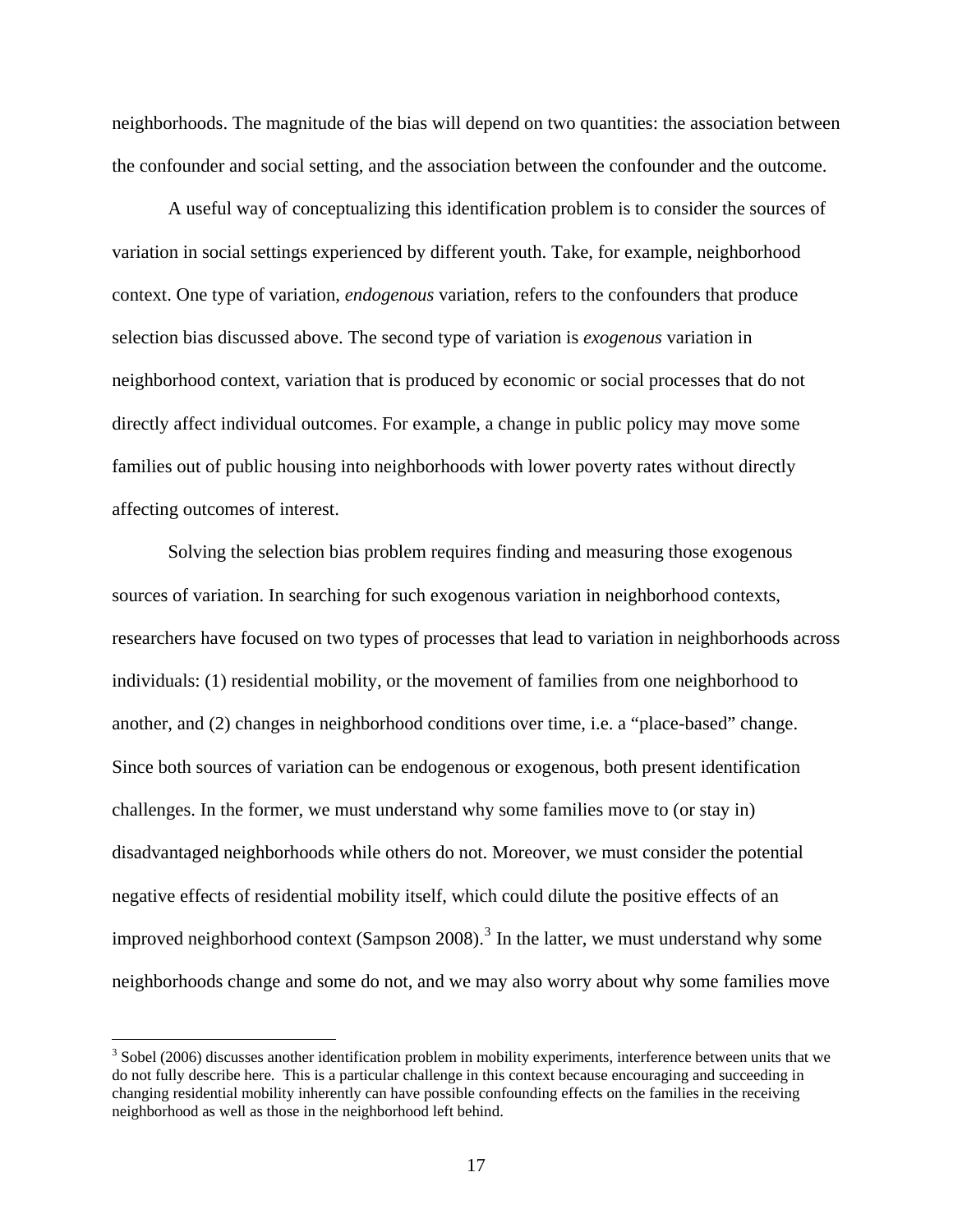neighborhoods. The magnitude of the bias will depend on two quantities: the association between the confounder and social setting, and the association between the confounder and the outcome.

A useful way of conceptualizing this identification problem is to consider the sources of variation in social settings experienced by different youth. Take, for example, neighborhood context. One type of variation, *endogenous* variation, refers to the confounders that produce selection bias discussed above. The second type of variation is *exogenous* variation in neighborhood context, variation that is produced by economic or social processes that do not directly affect individual outcomes. For example, a change in public policy may move some families out of public housing into neighborhoods with lower poverty rates without directly affecting outcomes of interest.

Solving the selection bias problem requires finding and measuring those exogenous sources of variation. In searching for such exogenous variation in neighborhood contexts, researchers have focused on two types of processes that lead to variation in neighborhoods across individuals: (1) residential mobility, or the movement of families from one neighborhood to another, and (2) changes in neighborhood conditions over time, i.e. a "place-based" change. Since both sources of variation can be endogenous or exogenous, both present identification challenges. In the former, we must understand why some families move to (or stay in) disadvantaged neighborhoods while others do not. Moreover, we must consider the potential negative effects of residential mobility itself, which could dilute the positive effects of an improved neighborhood context (Sampson 2008).[3] In the latter, we must understand why some neighborhoods change and some do not, and we may also worry about why some families move

[3] Sobel (2006) discusses another identification problem in mobility experiments, interference between units that we do not fully describe here. This is a particular challenge in this context because encouraging and succeeding in changing residential mobility inherently can have possible confounding effects on the families in the receiving neighborhood as well as those in the neighborhood left behind.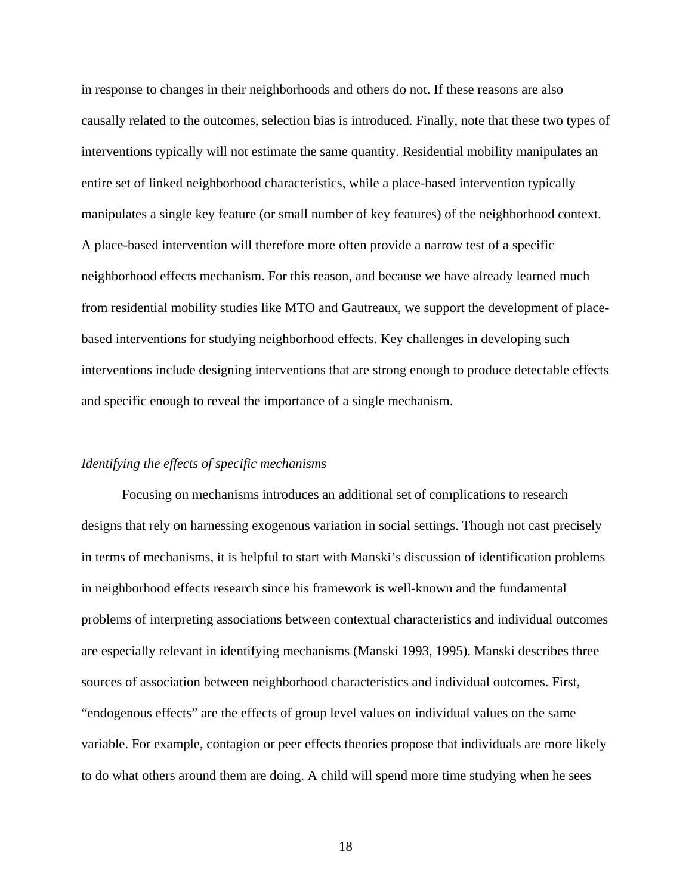in response to changes in their neighborhoods and others do not. If these reasons are also causally related to the outcomes, selection bias is introduced. Finally, note that these two types of interventions typically will not estimate the same quantity. Residential mobility manipulates an entire set of linked neighborhood characteristics, while a place-based intervention typically manipulates a single key feature (or small number of key features) of the neighborhood context. A place-based intervention will therefore more often provide a narrow test of a specific neighborhood effects mechanism. For this reason, and because we have already learned much from residential mobility studies like MTO and Gautreaux, we support the development of place-based interventions for studying neighborhood effects. Key challenges in developing such interventions include designing interventions that are strong enough to produce detectable effects and specific enough to reveal the importance of a single mechanism.

### *Identifying the effects of specific mechanisms*

Focusing on mechanisms introduces an additional set of complications to research designs that rely on harnessing exogenous variation in social settings. Though not cast precisely in terms of mechanisms, it is helpful to start with Manski's discussion of identification problems in neighborhood effects research since his framework is well-known and the fundamental problems of interpreting associations between contextual characteristics and individual outcomes are especially relevant in identifying mechanisms (Manski 1993, 1995). Manski describes three sources of association between neighborhood characteristics and individual outcomes. First, "endogenous effects" are the effects of group level values on individual values on the same variable. For example, contagion or peer effects theories propose that individuals are more likely to do what others around them are doing. A child will spend more time studying when he sees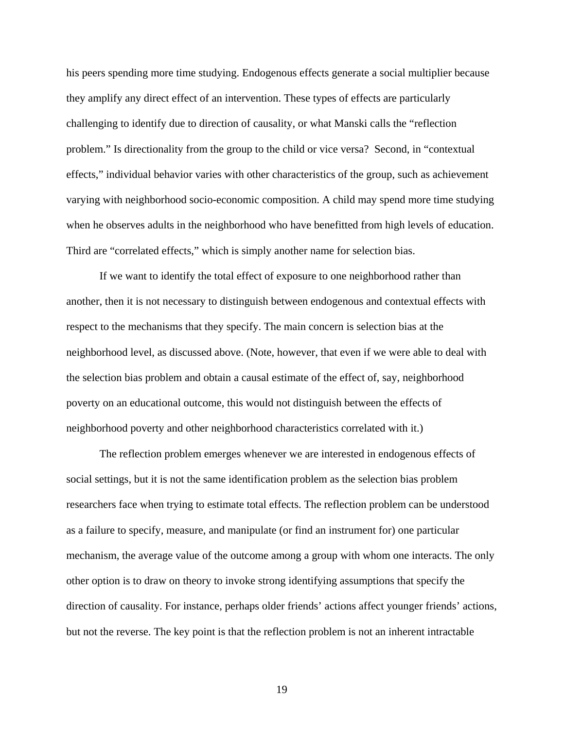his peers spending more time studying. Endogenous effects generate a social multiplier because they amplify any direct effect of an intervention. These types of effects are particularly challenging to identify due to direction of causality, or what Manski calls the "reflection problem." Is directionality from the group to the child or vice versa? Second, in "contextual effects," individual behavior varies with other characteristics of the group, such as achievement varying with neighborhood socio-economic composition. A child may spend more time studying when he observes adults in the neighborhood who have benefitted from high levels of education. Third are "correlated effects," which is simply another name for selection bias.

If we want to identify the total effect of exposure to one neighborhood rather than another, then it is not necessary to distinguish between endogenous and contextual effects with respect to the mechanisms that they specify. The main concern is selection bias at the neighborhood level, as discussed above. (Note, however, that even if we were able to deal with the selection bias problem and obtain a causal estimate of the effect of, say, neighborhood poverty on an educational outcome, this would not distinguish between the effects of neighborhood poverty and other neighborhood characteristics correlated with it.)

The reflection problem emerges whenever we are interested in endogenous effects of social settings, but it is not the same identification problem as the selection bias problem researchers face when trying to estimate total effects. The reflection problem can be understood as a failure to specify, measure, and manipulate (or find an instrument for) one particular mechanism, the average value of the outcome among a group with whom one interacts. The only other option is to draw on theory to invoke strong identifying assumptions that specify the direction of causality. For instance, perhaps older friends' actions affect younger friends' actions, but not the reverse. The key point is that the reflection problem is not an inherent intractable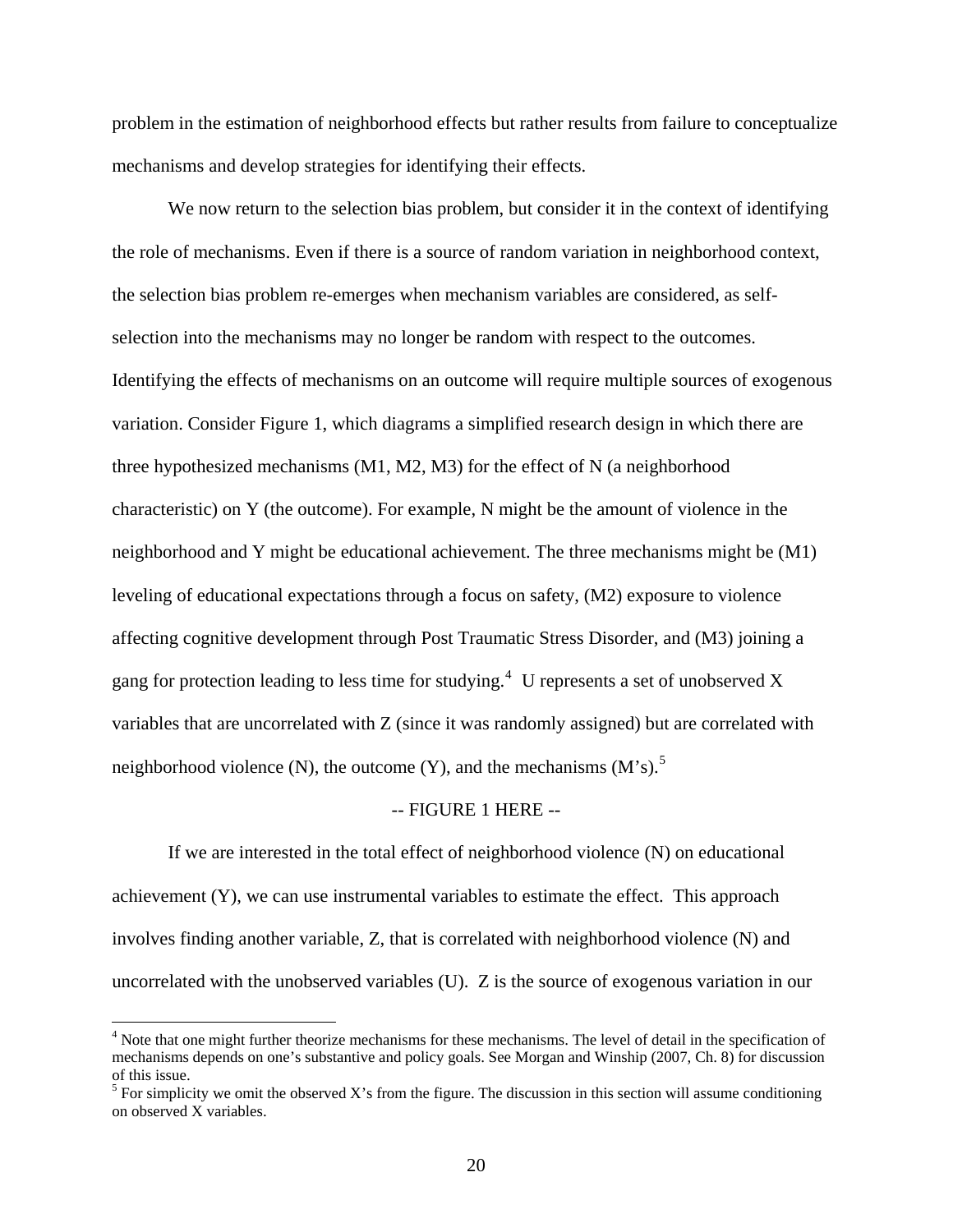problem in the estimation of neighborhood effects but rather results from failure to conceptualize mechanisms and develop strategies for identifying their effects.

We now return to the selection bias problem, but consider it in the context of identifying the role of mechanisms. Even if there is a source of random variation in neighborhood context, the selection bias problem re-emerges when mechanism variables are considered, as self-selection into the mechanisms may no longer be random with respect to the outcomes. Identifying the effects of mechanisms on an outcome will require multiple sources of exogenous variation. Consider Figure 1, which diagrams a simplified research design in which there are three hypothesized mechanisms (M1, M2, M3) for the effect of N (a neighborhood characteristic) on Y (the outcome). For example, N might be the amount of violence in the neighborhood and Y might be educational achievement. The three mechanisms might be (M1) leveling of educational expectations through a focus on safety, (M2) exposure to violence affecting cognitive development through Post Traumatic Stress Disorder, and (M3) joining a gang for protection leading to less time for studying.[4] U represents a set of unobserved X variables that are uncorrelated with Z (since it was randomly assigned) but are correlated with neighborhood violence (N), the outcome (Y), and the mechanisms (M's).[5]

-- FIGURE 1 HERE --

If we are interested in the total effect of neighborhood violence (N) on educational achievement (Y), we can use instrumental variables to estimate the effect. This approach involves finding another variable, Z, that is correlated with neighborhood violence (N) and uncorrelated with the unobserved variables (U). Z is the source of exogenous variation in our

[4] Note that one might further theorize mechanisms for these mechanisms. The level of detail in the specification of mechanisms depends on one's substantive and policy goals. See Morgan and Winship (2007, Ch. 8) for discussion of this issue.

[5] For simplicity we omit the observed X's from the figure. The discussion in this section will assume conditioning on observed X variables.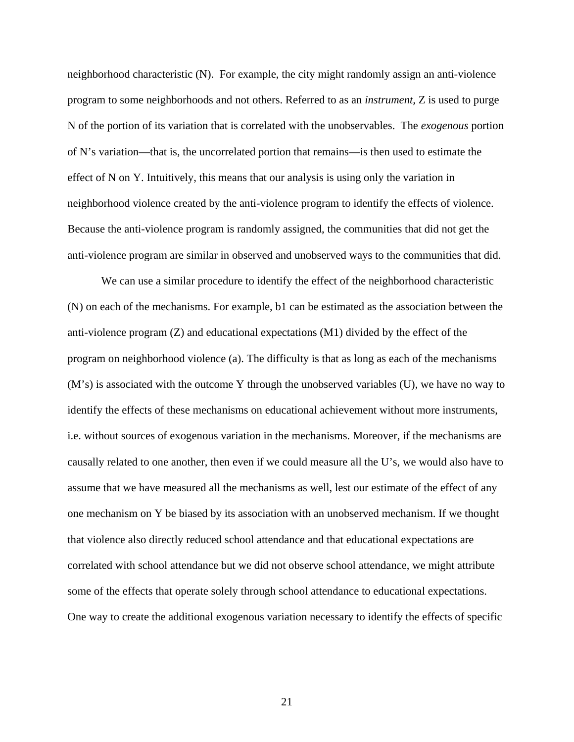neighborhood characteristic (N). For example, the city might randomly assign an anti-violence program to some neighborhoods and not others. Referred to as an *instrument*, Z is used to purge N of the portion of its variation that is correlated with the unobservables. The *exogenous* portion of N's variation—that is, the uncorrelated portion that remains—is then used to estimate the effect of N on Y. Intuitively, this means that our analysis is using only the variation in neighborhood violence created by the anti-violence program to identify the effects of violence. Because the anti-violence program is randomly assigned, the communities that did not get the anti-violence program are similar in observed and unobserved ways to the communities that did.

We can use a similar procedure to identify the effect of the neighborhood characteristic (N) on each of the mechanisms. For example, b1 can be estimated as the association between the anti-violence program (Z) and educational expectations (M1) divided by the effect of the program on neighborhood violence (a). The difficulty is that as long as each of the mechanisms (M's) is associated with the outcome Y through the unobserved variables (U), we have no way to identify the effects of these mechanisms on educational achievement without more instruments, i.e. without sources of exogenous variation in the mechanisms. Moreover, if the mechanisms are causally related to one another, then even if we could measure all the U's, we would also have to assume that we have measured all the mechanisms as well, lest our estimate of the effect of any one mechanism on Y be biased by its association with an unobserved mechanism. If we thought that violence also directly reduced school attendance and that educational expectations are correlated with school attendance but we did not observe school attendance, we might attribute some of the effects that operate solely through school attendance to educational expectations. One way to create the additional exogenous variation necessary to identify the effects of specific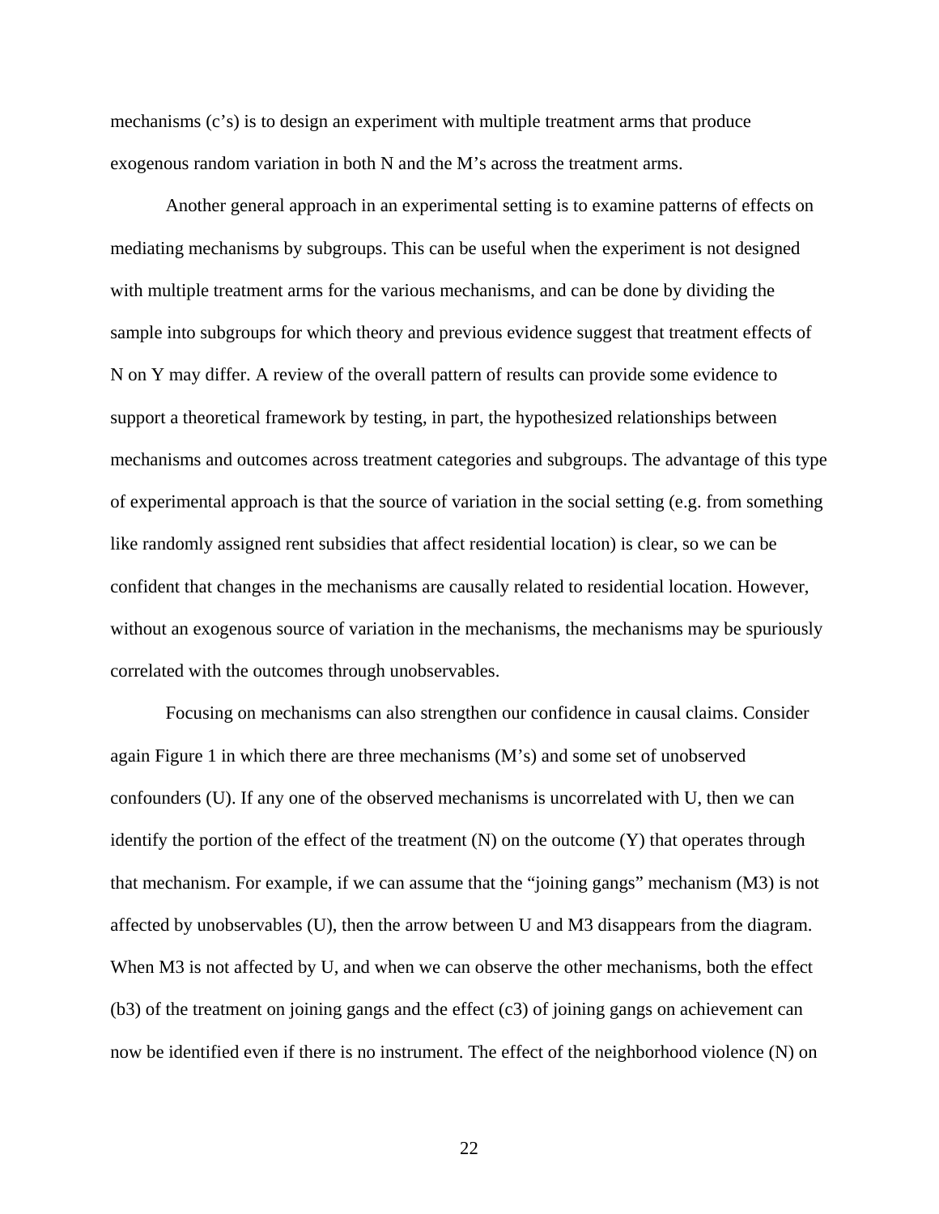mechanisms (c's) is to design an experiment with multiple treatment arms that produce exogenous random variation in both N and the M's across the treatment arms.

Another general approach in an experimental setting is to examine patterns of effects on mediating mechanisms by subgroups. This can be useful when the experiment is not designed with multiple treatment arms for the various mechanisms, and can be done by dividing the sample into subgroups for which theory and previous evidence suggest that treatment effects of N on Y may differ. A review of the overall pattern of results can provide some evidence to support a theoretical framework by testing, in part, the hypothesized relationships between mechanisms and outcomes across treatment categories and subgroups. The advantage of this type of experimental approach is that the source of variation in the social setting (e.g. from something like randomly assigned rent subsidies that affect residential location) is clear, so we can be confident that changes in the mechanisms are causally related to residential location. However, without an exogenous source of variation in the mechanisms, the mechanisms may be spuriously correlated with the outcomes through unobservables.

Focusing on mechanisms can also strengthen our confidence in causal claims. Consider again Figure 1 in which there are three mechanisms (M's) and some set of unobserved confounders (U). If any one of the observed mechanisms is uncorrelated with U, then we can identify the portion of the effect of the treatment (N) on the outcome (Y) that operates through that mechanism. For example, if we can assume that the "joining gangs" mechanism (M3) is not affected by unobservables (U), then the arrow between U and M3 disappears from the diagram. When M3 is not affected by U, and when we can observe the other mechanisms, both the effect (b3) of the treatment on joining gangs and the effect (c3) of joining gangs on achievement can now be identified even if there is no instrument. The effect of the neighborhood violence (N) on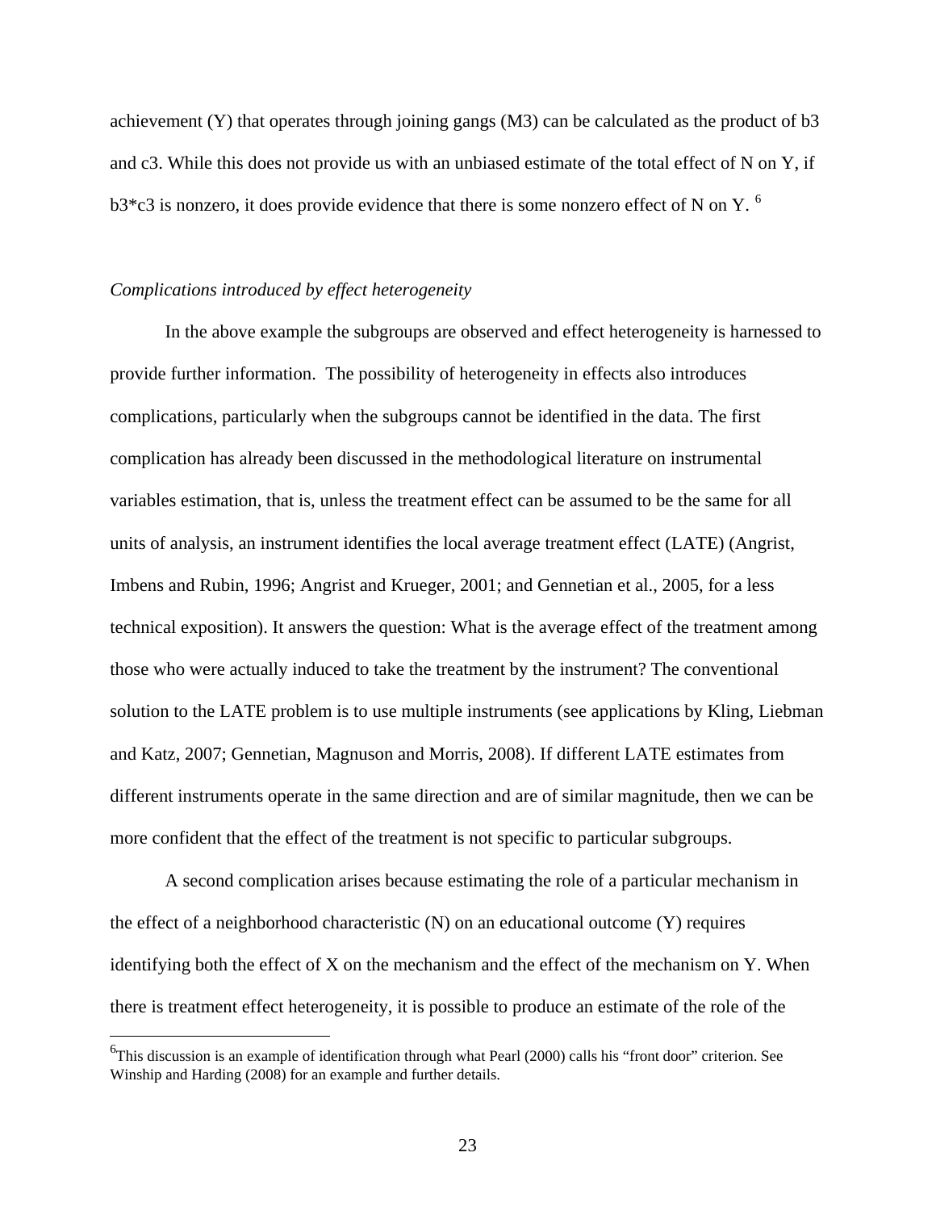achievement (Y) that operates through joining gangs (M3) can be calculated as the product of b3 and c3. While this does not provide us with an unbiased estimate of the total effect of N on Y, if b3*c3 is nonzero, it does provide evidence that there is some nonzero effect of N on Y. [6]

*Complications introduced by effect heterogeneity*

In the above example the subgroups are observed and effect heterogeneity is harnessed to provide further information. The possibility of heterogeneity in effects also introduces complications, particularly when the subgroups cannot be identified in the data. The first complication has already been discussed in the methodological literature on instrumental variables estimation, that is, unless the treatment effect can be assumed to be the same for all units of analysis, an instrument identifies the local average treatment effect (LATE) (Angrist, Imbens and Rubin, 1996; Angrist and Krueger, 2001; and Gennetian et al., 2005, for a less technical exposition). It answers the question: What is the average effect of the treatment among those who were actually induced to take the treatment by the instrument? The conventional solution to the LATE problem is to use multiple instruments (see applications by Kling, Liebman and Katz, 2007; Gennetian, Magnuson and Morris, 2008). If different LATE estimates from different instruments operate in the same direction and are of similar magnitude, then we can be more confident that the effect of the treatment is not specific to particular subgroups.

A second complication arises because estimating the role of a particular mechanism in the effect of a neighborhood characteristic (N) on an educational outcome (Y) requires identifying both the effect of X on the mechanism and the effect of the mechanism on Y. When there is treatment effect heterogeneity, it is possible to produce an estimate of the role of the

[6] This discussion is an example of identification through what Pearl (2000) calls his "front door" criterion. See Winship and Harding (2008) for an example and further details.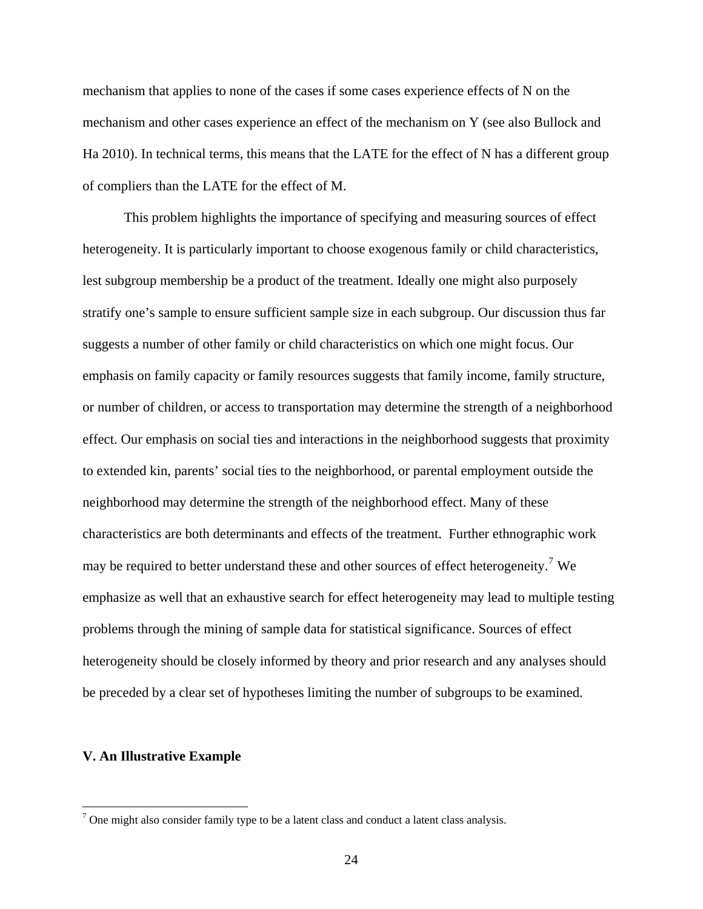mechanism that applies to none of the cases if some cases experience effects of N on the mechanism and other cases experience an effect of the mechanism on Y (see also Bullock and Ha 2010). In technical terms, this means that the LATE for the effect of N has a different group of compliers than the LATE for the effect of M.

This problem highlights the importance of specifying and measuring sources of effect heterogeneity. It is particularly important to choose exogenous family or child characteristics, lest subgroup membership be a product of the treatment. Ideally one might also purposely stratify one's sample to ensure sufficient sample size in each subgroup. Our discussion thus far suggests a number of other family or child characteristics on which one might focus. Our emphasis on family capacity or family resources suggests that family income, family structure, or number of children, or access to transportation may determine the strength of a neighborhood effect. Our emphasis on social ties and interactions in the neighborhood suggests that proximity to extended kin, parents' social ties to the neighborhood, or parental employment outside the neighborhood may determine the strength of the neighborhood effect. Many of these characteristics are both determinants and effects of the treatment. Further ethnographic work may be required to better understand these and other sources of effect heterogeneity.[7] We emphasize as well that an exhaustive search for effect heterogeneity may lead to multiple testing problems through the mining of sample data for statistical significance. Sources of effect heterogeneity should be closely informed by theory and prior research and any analyses should be preceded by a clear set of hypotheses limiting the number of subgroups to be examined.

## V. An Illustrative Example

[7] One might also consider family type to be a latent class and conduct a latent class analysis.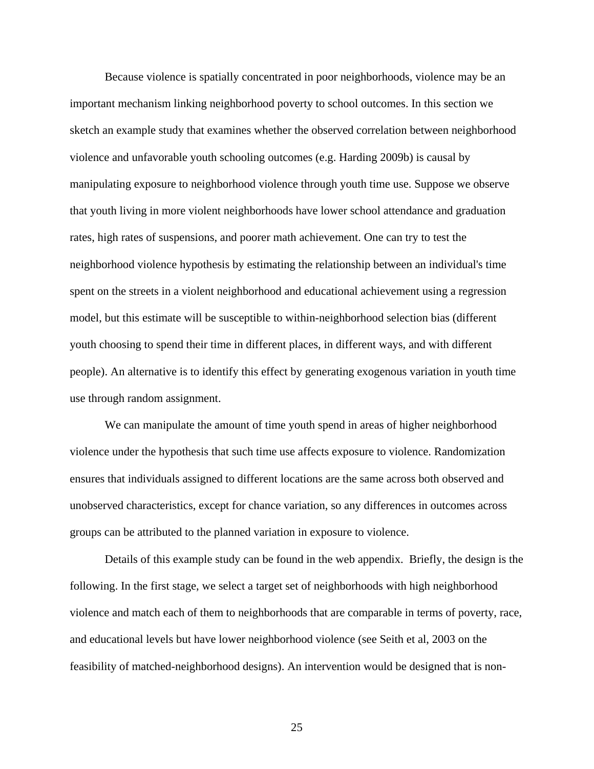Because violence is spatially concentrated in poor neighborhoods, violence may be an important mechanism linking neighborhood poverty to school outcomes. In this section we sketch an example study that examines whether the observed correlation between neighborhood violence and unfavorable youth schooling outcomes (e.g. Harding 2009b) is causal by manipulating exposure to neighborhood violence through youth time use. Suppose we observe that youth living in more violent neighborhoods have lower school attendance and graduation rates, high rates of suspensions, and poorer math achievement. One can try to test the neighborhood violence hypothesis by estimating the relationship between an individual's time spent on the streets in a violent neighborhood and educational achievement using a regression model, but this estimate will be susceptible to within-neighborhood selection bias (different youth choosing to spend their time in different places, in different ways, and with different people). An alternative is to identify this effect by generating exogenous variation in youth time use through random assignment.

We can manipulate the amount of time youth spend in areas of higher neighborhood violence under the hypothesis that such time use affects exposure to violence. Randomization ensures that individuals assigned to different locations are the same across both observed and unobserved characteristics, except for chance variation, so any differences in outcomes across groups can be attributed to the planned variation in exposure to violence.

Details of this example study can be found in the web appendix. Briefly, the design is the following. In the first stage, we select a target set of neighborhoods with high neighborhood violence and match each of them to neighborhoods that are comparable in terms of poverty, race, and educational levels but have lower neighborhood violence (see Seith et al, 2003 on the feasibility of matched-neighborhood designs). An intervention would be designed that is non-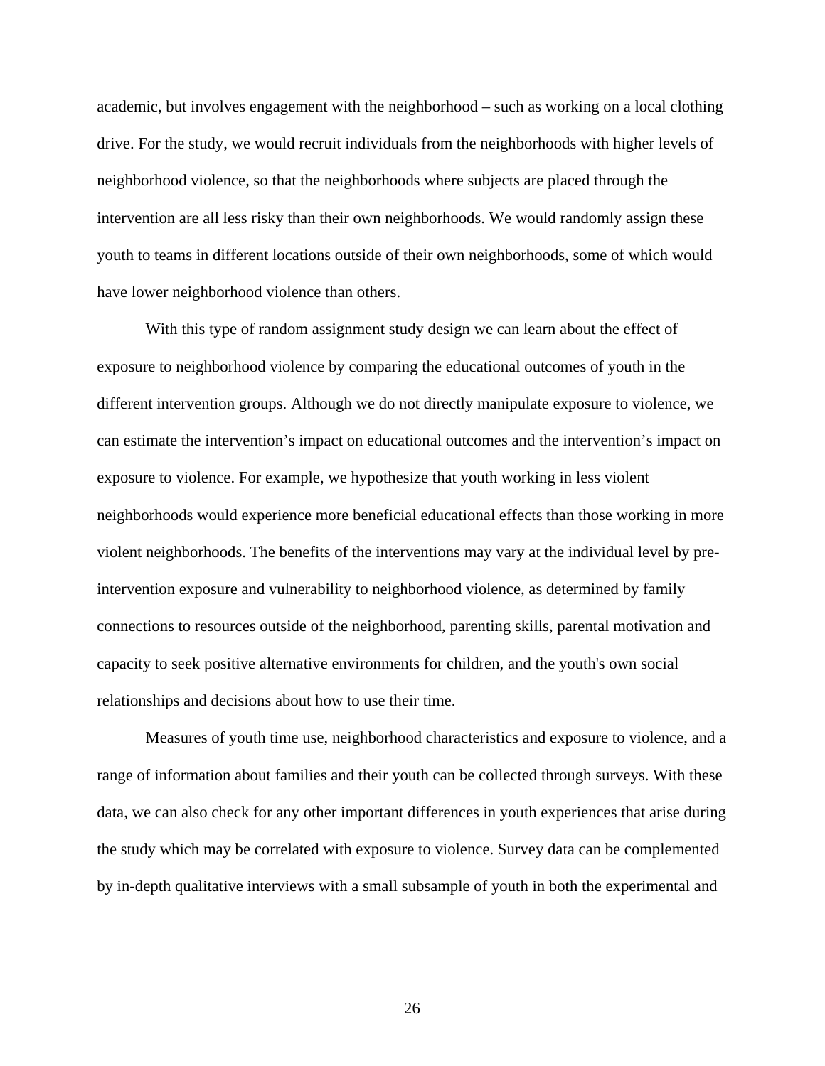academic, but involves engagement with the neighborhood – such as working on a local clothing drive. For the study, we would recruit individuals from the neighborhoods with higher levels of neighborhood violence, so that the neighborhoods where subjects are placed through the intervention are all less risky than their own neighborhoods. We would randomly assign these youth to teams in different locations outside of their own neighborhoods, some of which would have lower neighborhood violence than others.

With this type of random assignment study design we can learn about the effect of exposure to neighborhood violence by comparing the educational outcomes of youth in the different intervention groups. Although we do not directly manipulate exposure to violence, we can estimate the intervention's impact on educational outcomes and the intervention's impact on exposure to violence. For example, we hypothesize that youth working in less violent neighborhoods would experience more beneficial educational effects than those working in more violent neighborhoods. The benefits of the interventions may vary at the individual level by pre-intervention exposure and vulnerability to neighborhood violence, as determined by family connections to resources outside of the neighborhood, parenting skills, parental motivation and capacity to seek positive alternative environments for children, and the youth's own social relationships and decisions about how to use their time.

Measures of youth time use, neighborhood characteristics and exposure to violence, and a range of information about families and their youth can be collected through surveys. With these data, we can also check for any other important differences in youth experiences that arise during the study which may be correlated with exposure to violence. Survey data can be complemented by in-depth qualitative interviews with a small subsample of youth in both the experimental and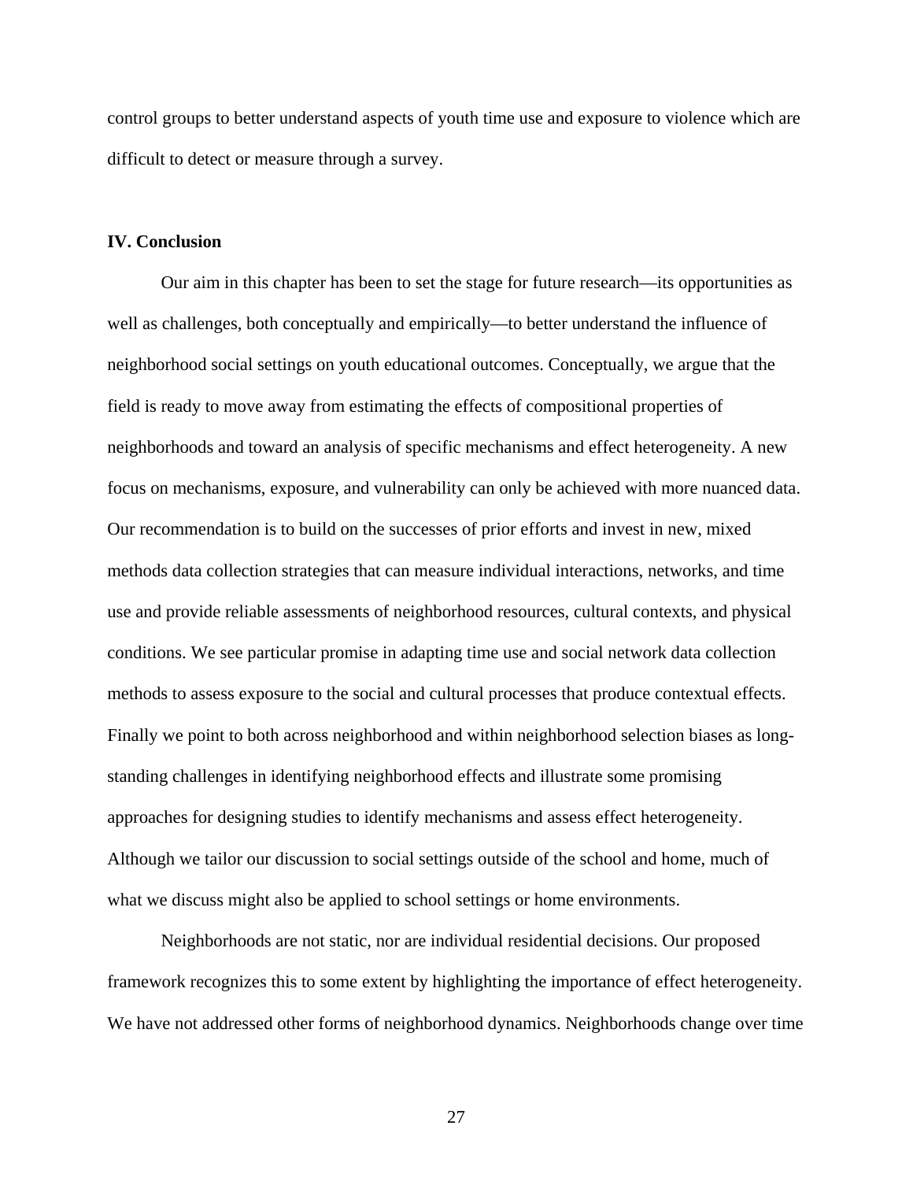control groups to better understand aspects of youth time use and exposure to violence which are difficult to detect or measure through a survey.

## IV. Conclusion

Our aim in this chapter has been to set the stage for future research—its opportunities as well as challenges, both conceptually and empirically—to better understand the influence of neighborhood social settings on youth educational outcomes. Conceptually, we argue that the field is ready to move away from estimating the effects of compositional properties of neighborhoods and toward an analysis of specific mechanisms and effect heterogeneity. A new focus on mechanisms, exposure, and vulnerability can only be achieved with more nuanced data. Our recommendation is to build on the successes of prior efforts and invest in new, mixed methods data collection strategies that can measure individual interactions, networks, and time use and provide reliable assessments of neighborhood resources, cultural contexts, and physical conditions. We see particular promise in adapting time use and social network data collection methods to assess exposure to the social and cultural processes that produce contextual effects. Finally we point to both across neighborhood and within neighborhood selection biases as long-standing challenges in identifying neighborhood effects and illustrate some promising approaches for designing studies to identify mechanisms and assess effect heterogeneity. Although we tailor our discussion to social settings outside of the school and home, much of what we discuss might also be applied to school settings or home environments.

Neighborhoods are not static, nor are individual residential decisions. Our proposed framework recognizes this to some extent by highlighting the importance of effect heterogeneity. We have not addressed other forms of neighborhood dynamics. Neighborhoods change over time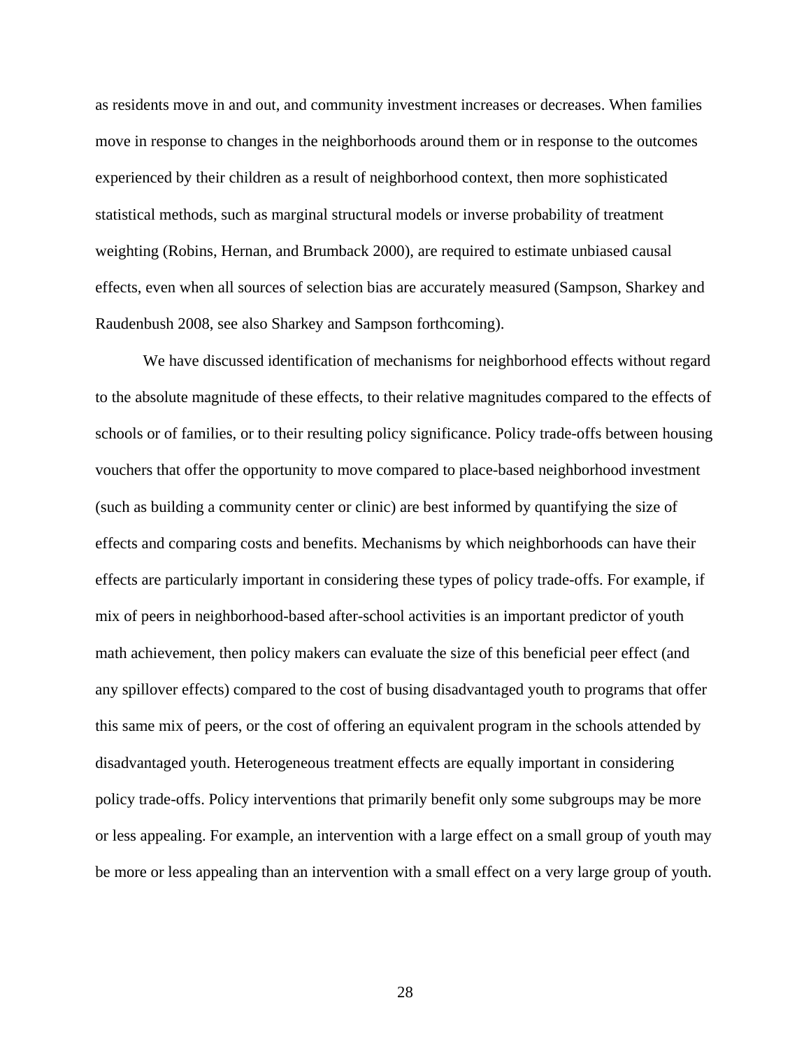as residents move in and out, and community investment increases or decreases. When families move in response to changes in the neighborhoods around them or in response to the outcomes experienced by their children as a result of neighborhood context, then more sophisticated statistical methods, such as marginal structural models or inverse probability of treatment weighting (Robins, Hernan, and Brumback 2000), are required to estimate unbiased causal effects, even when all sources of selection bias are accurately measured (Sampson, Sharkey and Raudenbush 2008, see also Sharkey and Sampson forthcoming).

We have discussed identification of mechanisms for neighborhood effects without regard to the absolute magnitude of these effects, to their relative magnitudes compared to the effects of schools or of families, or to their resulting policy significance. Policy trade-offs between housing vouchers that offer the opportunity to move compared to place-based neighborhood investment (such as building a community center or clinic) are best informed by quantifying the size of effects and comparing costs and benefits. Mechanisms by which neighborhoods can have their effects are particularly important in considering these types of policy trade-offs. For example, if mix of peers in neighborhood-based after-school activities is an important predictor of youth math achievement, then policy makers can evaluate the size of this beneficial peer effect (and any spillover effects) compared to the cost of busing disadvantaged youth to programs that offer this same mix of peers, or the cost of offering an equivalent program in the schools attended by disadvantaged youth. Heterogeneous treatment effects are equally important in considering policy trade-offs. Policy interventions that primarily benefit only some subgroups may be more or less appealing. For example, an intervention with a large effect on a small group of youth may be more or less appealing than an intervention with a small effect on a very large group of youth.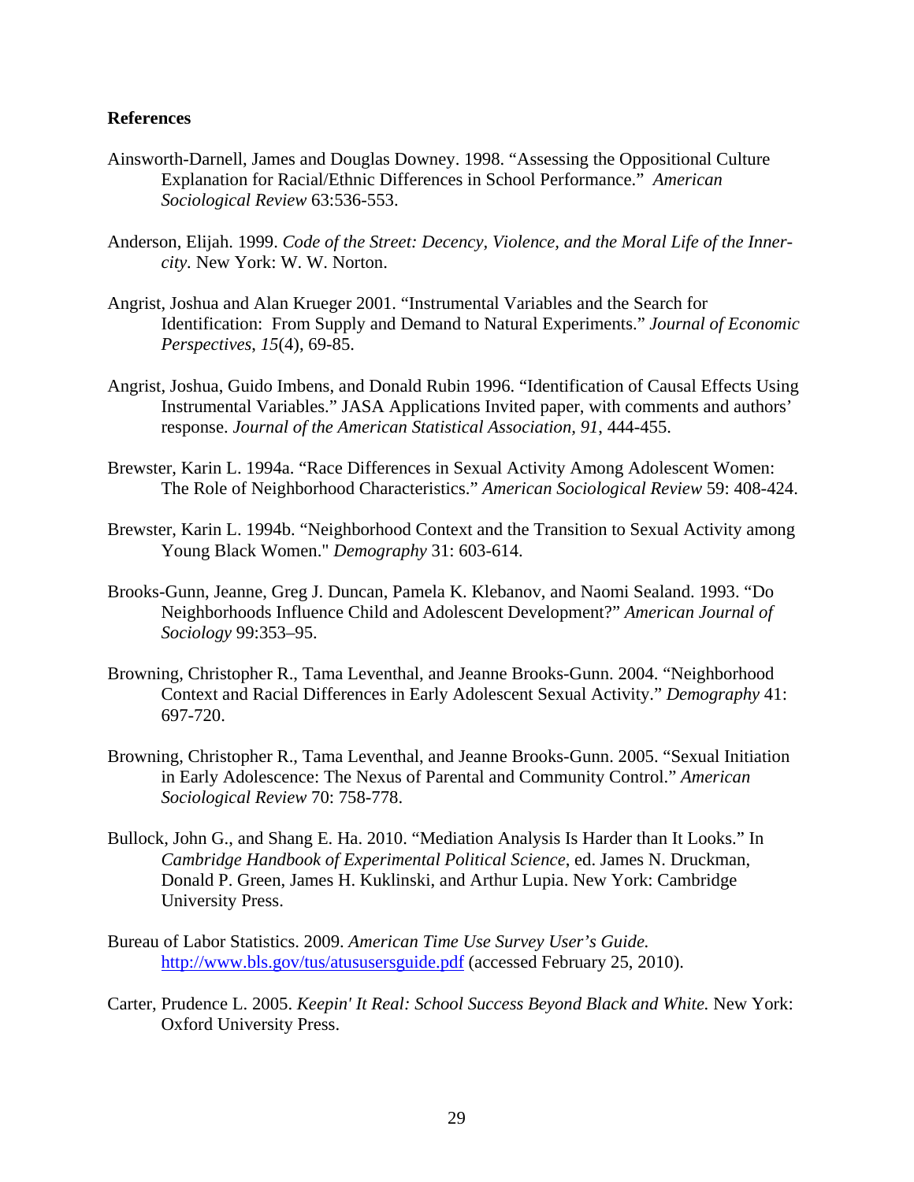**References**

Ainsworth-Darnell, James and Douglas Downey. 1998. "Assessing the Oppositional Culture Explanation for Racial/Ethnic Differences in School Performance." *American Sociological Review* 63:536-553.

Anderson, Elijah. 1999. *Code of the Street: Decency, Violence, and the Moral Life of the Inner-city.* New York: W. W. Norton.

Angrist, Joshua and Alan Krueger 2001. "Instrumental Variables and the Search for Identification: From Supply and Demand to Natural Experiments." *Journal of Economic Perspectives*, *15*(4), 69-85.

Angrist, Joshua, Guido Imbens, and Donald Rubin 1996. "Identification of Causal Effects Using Instrumental Variables." JASA Applications Invited paper, with comments and authors' response. *Journal of the American Statistical Association, 91*, 444-455.

Brewster, Karin L. 1994a. "Race Differences in Sexual Activity Among Adolescent Women: The Role of Neighborhood Characteristics." *American Sociological Review* 59: 408-424.

Brewster, Karin L. 1994b. "Neighborhood Context and the Transition to Sexual Activity among Young Black Women." *Demography* 31: 603-614.

Brooks-Gunn, Jeanne, Greg J. Duncan, Pamela K. Klebanov, and Naomi Sealand. 1993. "Do Neighborhoods Influence Child and Adolescent Development?" *American Journal of Sociology* 99:353–95.

Browning, Christopher R., Tama Leventhal, and Jeanne Brooks-Gunn. 2004. "Neighborhood Context and Racial Differences in Early Adolescent Sexual Activity." *Demography* 41: 697-720.

Browning, Christopher R., Tama Leventhal, and Jeanne Brooks-Gunn. 2005. "Sexual Initiation in Early Adolescence: The Nexus of Parental and Community Control." *American Sociological Review* 70: 758-778.

Bullock, John G., and Shang E. Ha. 2010. "Mediation Analysis Is Harder than It Looks." In *Cambridge Handbook of Experimental Political Science*, ed. James N. Druckman, Donald P. Green, James H. Kuklinski, and Arthur Lupia. New York: Cambridge University Press.

Bureau of Labor Statistics. 2009. *American Time Use Survey User's Guide.* http://www.bls.gov/tus/atususersguide.pdf (accessed February 25, 2010).

Carter, Prudence L. 2005. *Keepin' It Real: School Success Beyond Black and White.* New York: Oxford University Press.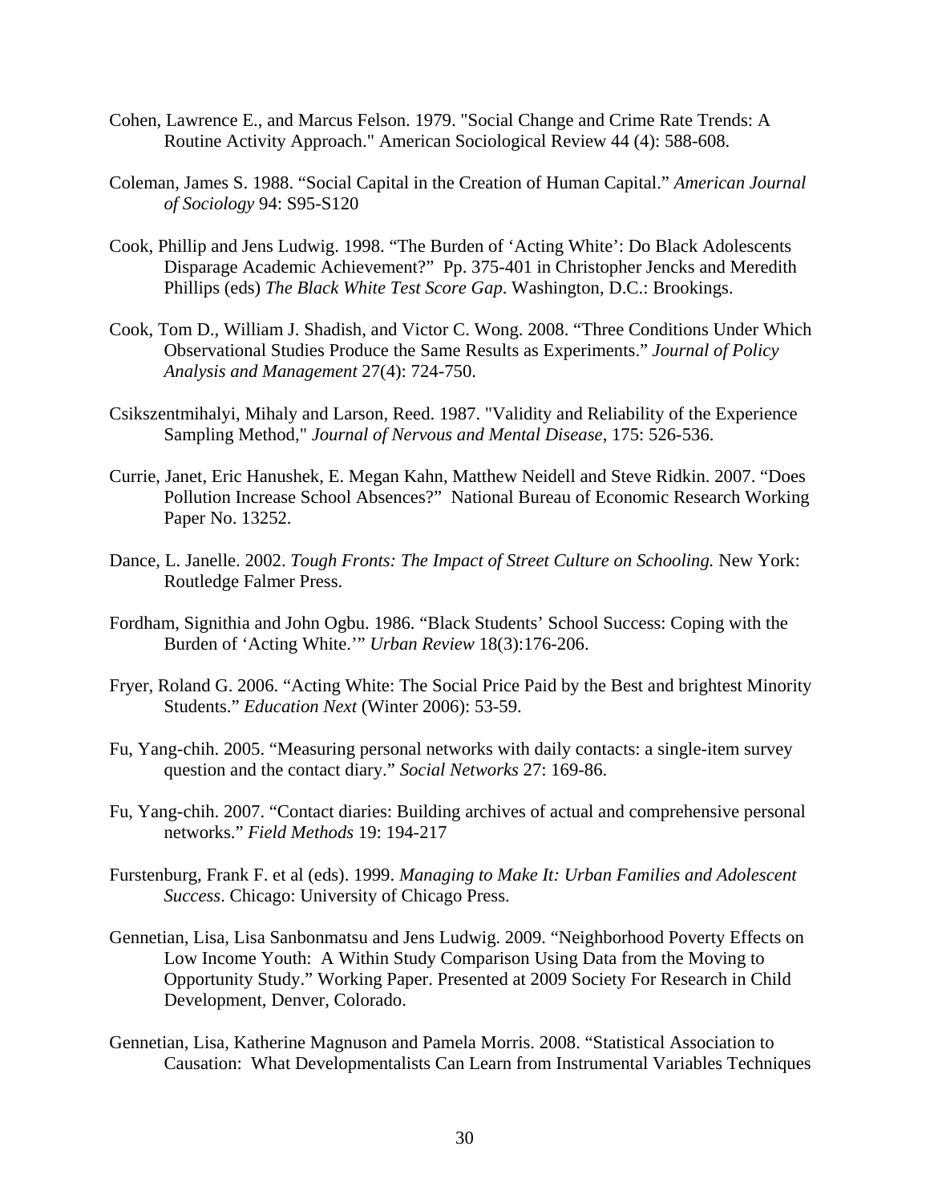Cohen, Lawrence E., and Marcus Felson. 1979. "Social Change and Crime Rate Trends: A Routine Activity Approach." American Sociological Review 44 (4): 588-608.

Coleman, James S. 1988. "Social Capital in the Creation of Human Capital." *American Journal of Sociology* 94: S95-S120

Cook, Phillip and Jens Ludwig. 1998. "The Burden of 'Acting White': Do Black Adolescents Disparage Academic Achievement?" Pp. 375-401 in Christopher Jencks and Meredith Phillips (eds) *The Black White Test Score Gap*. Washington, D.C.: Brookings.

Cook, Tom D., William J. Shadish, and Victor C. Wong. 2008. "Three Conditions Under Which Observational Studies Produce the Same Results as Experiments." *Journal of Policy Analysis and Management* 27(4): 724-750.

Csikszentmihalyi, Mihaly and Larson, Reed. 1987. "Validity and Reliability of the Experience Sampling Method," *Journal of Nervous and Mental Disease*, 175: 526-536.

Currie, Janet, Eric Hanushek, E. Megan Kahn, Matthew Neidell and Steve Ridkin. 2007. "Does Pollution Increase School Absences?" National Bureau of Economic Research Working Paper No. 13252.

Dance, L. Janelle. 2002. *Tough Fronts: The Impact of Street Culture on Schooling.* New York: Routledge Falmer Press.

Fordham, Signithia and John Ogbu. 1986. "Black Students' School Success: Coping with the Burden of 'Acting White.'" *Urban Review* 18(3):176-206.

Fryer, Roland G. 2006. "Acting White: The Social Price Paid by the Best and brightest Minority Students." *Education Next* (Winter 2006): 53-59.

Fu, Yang-chih. 2005. "Measuring personal networks with daily contacts: a single-item survey question and the contact diary." *Social Networks* 27: 169-86.

Fu, Yang-chih. 2007. "Contact diaries: Building archives of actual and comprehensive personal networks." *Field Methods* 19: 194-217

Furstenburg, Frank F. et al (eds). 1999. *Managing to Make It: Urban Families and Adolescent Success*. Chicago: University of Chicago Press.

Gennetian, Lisa, Lisa Sanbonmatsu and Jens Ludwig. 2009. "Neighborhood Poverty Effects on Low Income Youth: A Within Study Comparison Using Data from the Moving to Opportunity Study." Working Paper. Presented at 2009 Society For Research in Child Development, Denver, Colorado.

Gennetian, Lisa, Katherine Magnuson and Pamela Morris. 2008. "Statistical Association to Causation: What Developmentalists Can Learn from Instrumental Variables Techniques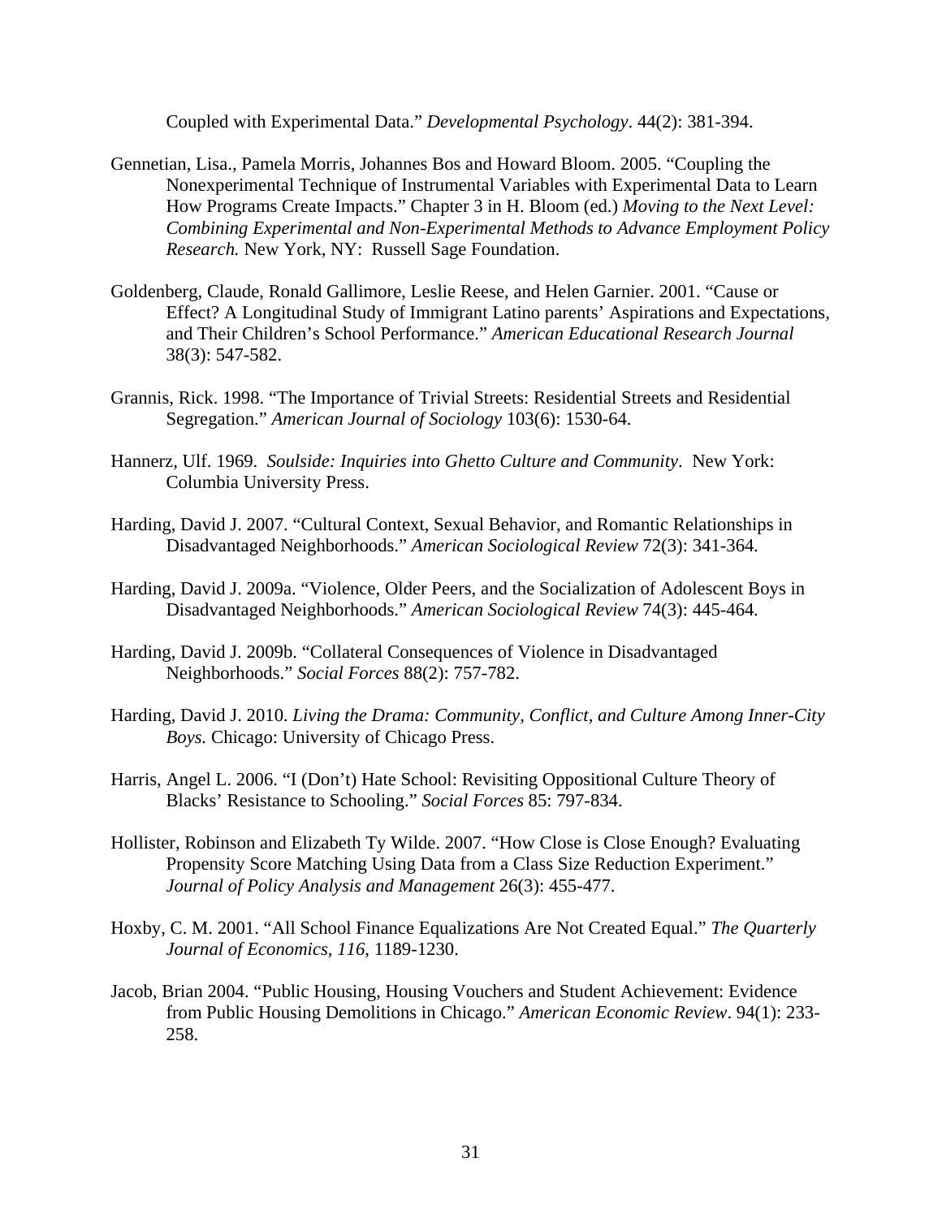Coupled with Experimental Data." *Developmental Psychology*. 44(2): 381-394.

Gennetian, Lisa., Pamela Morris, Johannes Bos and Howard Bloom. 2005. "Coupling the Nonexperimental Technique of Instrumental Variables with Experimental Data to Learn How Programs Create Impacts." Chapter 3 in H. Bloom (ed.) *Moving to the Next Level: Combining Experimental and Non-Experimental Methods to Advance Employment Policy Research.* New York, NY: Russell Sage Foundation.

Goldenberg, Claude, Ronald Gallimore, Leslie Reese, and Helen Garnier. 2001. "Cause or Effect? A Longitudinal Study of Immigrant Latino parents' Aspirations and Expectations, and Their Children's School Performance." *American Educational Research Journal* 38(3): 547-582.

Grannis, Rick. 1998. "The Importance of Trivial Streets: Residential Streets and Residential Segregation." *American Journal of Sociology* 103(6): 1530-64.

Hannerz, Ulf. 1969. *Soulside: Inquiries into Ghetto Culture and Community*. New York: Columbia University Press.

Harding, David J. 2007. "Cultural Context, Sexual Behavior, and Romantic Relationships in Disadvantaged Neighborhoods." *American Sociological Review* 72(3): 341-364.

Harding, David J. 2009a. "Violence, Older Peers, and the Socialization of Adolescent Boys in Disadvantaged Neighborhoods." *American Sociological Review* 74(3): 445-464.

Harding, David J. 2009b. "Collateral Consequences of Violence in Disadvantaged Neighborhoods." *Social Forces* 88(2): 757-782.

Harding, David J. 2010. *Living the Drama: Community, Conflict, and Culture Among Inner-City Boys.* Chicago: University of Chicago Press.

Harris, Angel L. 2006. "I (Don't) Hate School: Revisiting Oppositional Culture Theory of Blacks' Resistance to Schooling." *Social Forces* 85: 797-834.

Hollister, Robinson and Elizabeth Ty Wilde. 2007. "How Close is Close Enough? Evaluating Propensity Score Matching Using Data from a Class Size Reduction Experiment." *Journal of Policy Analysis and Management* 26(3): 455-477.

Hoxby, C. M. 2001. "All School Finance Equalizations Are Not Created Equal." *The Quarterly Journal of Economics, 116*, 1189-1230.

Jacob, Brian 2004. "Public Housing, Housing Vouchers and Student Achievement: Evidence from Public Housing Demolitions in Chicago." *American Economic Review*. 94(1): 233-258.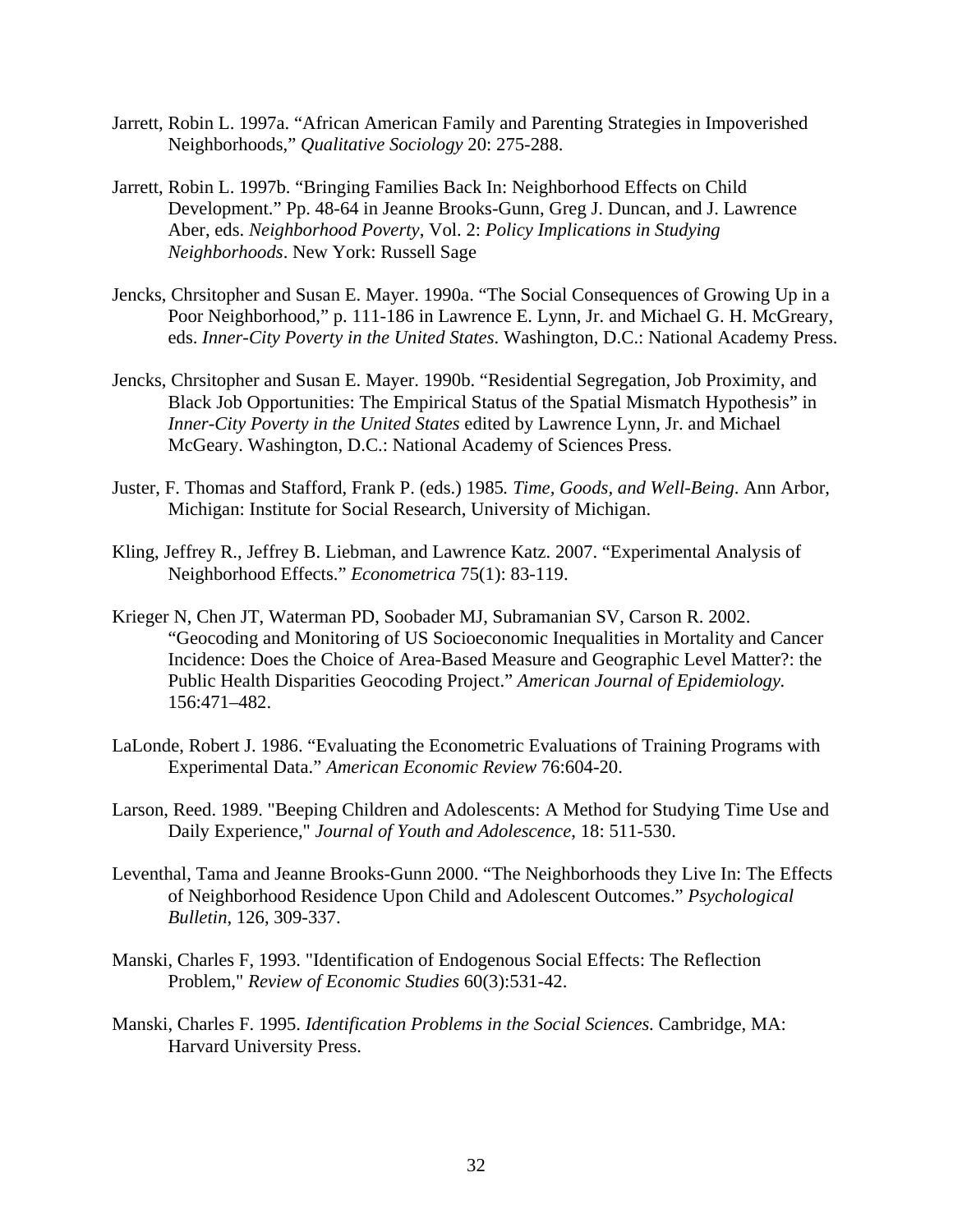Jarrett, Robin L. 1997a. "African American Family and Parenting Strategies in Impoverished Neighborhoods," *Qualitative Sociology* 20: 275-288.

Jarrett, Robin L. 1997b. "Bringing Families Back In: Neighborhood Effects on Child Development." Pp. 48-64 in Jeanne Brooks-Gunn, Greg J. Duncan, and J. Lawrence Aber, eds. *Neighborhood Poverty*, Vol. 2: *Policy Implications in Studying Neighborhoods*. New York: Russell Sage

Jencks, Chrsitopher and Susan E. Mayer. 1990a. "The Social Consequences of Growing Up in a Poor Neighborhood," p. 111-186 in Lawrence E. Lynn, Jr. and Michael G. H. McGreary, eds. *Inner-City Poverty in the United States*. Washington, D.C.: National Academy Press.

Jencks, Chrsitopher and Susan E. Mayer. 1990b. "Residential Segregation, Job Proximity, and Black Job Opportunities: The Empirical Status of the Spatial Mismatch Hypothesis" in *Inner-City Poverty in the United States* edited by Lawrence Lynn, Jr. and Michael McGeary. Washington, D.C.: National Academy of Sciences Press.

Juster, F. Thomas and Stafford, Frank P. (eds.) 1985*. Time, Goods, and Well-Being*. Ann Arbor, Michigan: Institute for Social Research, University of Michigan.

Kling, Jeffrey R., Jeffrey B. Liebman, and Lawrence Katz. 2007. "Experimental Analysis of Neighborhood Effects." *Econometrica* 75(1): 83-119.

Krieger N, Chen JT, Waterman PD, Soobader MJ, Subramanian SV, Carson R. 2002. "Geocoding and Monitoring of US Socioeconomic Inequalities in Mortality and Cancer Incidence: Does the Choice of Area-Based Measure and Geographic Level Matter?: the Public Health Disparities Geocoding Project." *American Journal of Epidemiology.* 156:471–482.

LaLonde, Robert J. 1986. "Evaluating the Econometric Evaluations of Training Programs with Experimental Data." *American Economic Review* 76:604-20.

Larson, Reed. 1989. "Beeping Children and Adolescents: A Method for Studying Time Use and Daily Experience," *Journal of Youth and Adolescence*, 18: 511-530.

Leventhal, Tama and Jeanne Brooks-Gunn 2000. "The Neighborhoods they Live In: The Effects of Neighborhood Residence Upon Child and Adolescent Outcomes." *Psychological Bulletin*, 126, 309-337.

Manski, Charles F, 1993. "Identification of Endogenous Social Effects: The Reflection Problem," *Review of Economic Studies* 60(3):531-42.

Manski, Charles F. 1995. *Identification Problems in the Social Sciences.* Cambridge, MA: Harvard University Press.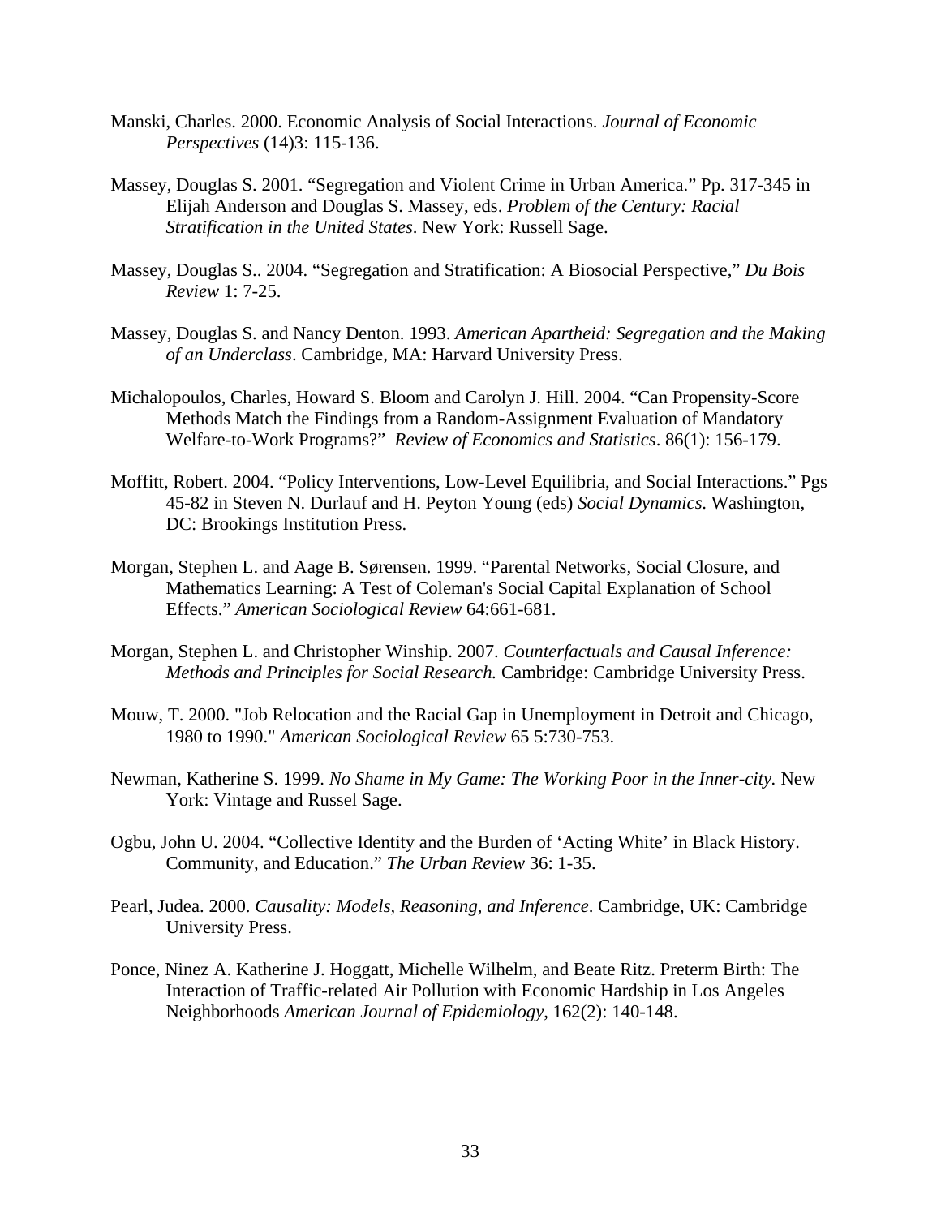Manski, Charles. 2000. Economic Analysis of Social Interactions. *Journal of Economic Perspectives* (14)3: 115-136.

Massey, Douglas S. 2001. "Segregation and Violent Crime in Urban America." Pp. 317-345 in Elijah Anderson and Douglas S. Massey, eds. *Problem of the Century: Racial Stratification in the United States*. New York: Russell Sage.

Massey, Douglas S.. 2004. "Segregation and Stratification: A Biosocial Perspective," *Du Bois Review* 1: 7-25.

Massey, Douglas S. and Nancy Denton. 1993. *American Apartheid: Segregation and the Making of an Underclass*. Cambridge, MA: Harvard University Press.

Michalopoulos, Charles, Howard S. Bloom and Carolyn J. Hill. 2004. "Can Propensity-Score Methods Match the Findings from a Random-Assignment Evaluation of Mandatory Welfare-to-Work Programs?" *Review of Economics and Statistics*. 86(1): 156-179.

Moffitt, Robert. 2004. "Policy Interventions, Low-Level Equilibria, and Social Interactions." Pgs 45-82 in Steven N. Durlauf and H. Peyton Young (eds) *Social Dynamics*. Washington, DC: Brookings Institution Press.

Morgan, Stephen L. and Aage B. Sørensen. 1999. "Parental Networks, Social Closure, and Mathematics Learning: A Test of Coleman's Social Capital Explanation of School Effects." *American Sociological Review* 64:661-681.

Morgan, Stephen L. and Christopher Winship. 2007. *Counterfactuals and Causal Inference: Methods and Principles for Social Research.* Cambridge: Cambridge University Press.

Mouw, T. 2000. "Job Relocation and the Racial Gap in Unemployment in Detroit and Chicago, 1980 to 1990." *American Sociological Review* 65 5:730-753.

Newman, Katherine S. 1999. *No Shame in My Game: The Working Poor in the Inner-city.* New York: Vintage and Russel Sage.

Ogbu, John U. 2004. "Collective Identity and the Burden of 'Acting White' in Black History. Community, and Education." *The Urban Review* 36: 1-35.

Pearl, Judea. 2000. *Causality: Models, Reasoning, and Inference*. Cambridge, UK: Cambridge University Press.

Ponce, Ninez A. Katherine J. Hoggatt, Michelle Wilhelm, and Beate Ritz. Preterm Birth: The Interaction of Traffic-related Air Pollution with Economic Hardship in Los Angeles Neighborhoods *American Journal of Epidemiology*, 162(2): 140-148.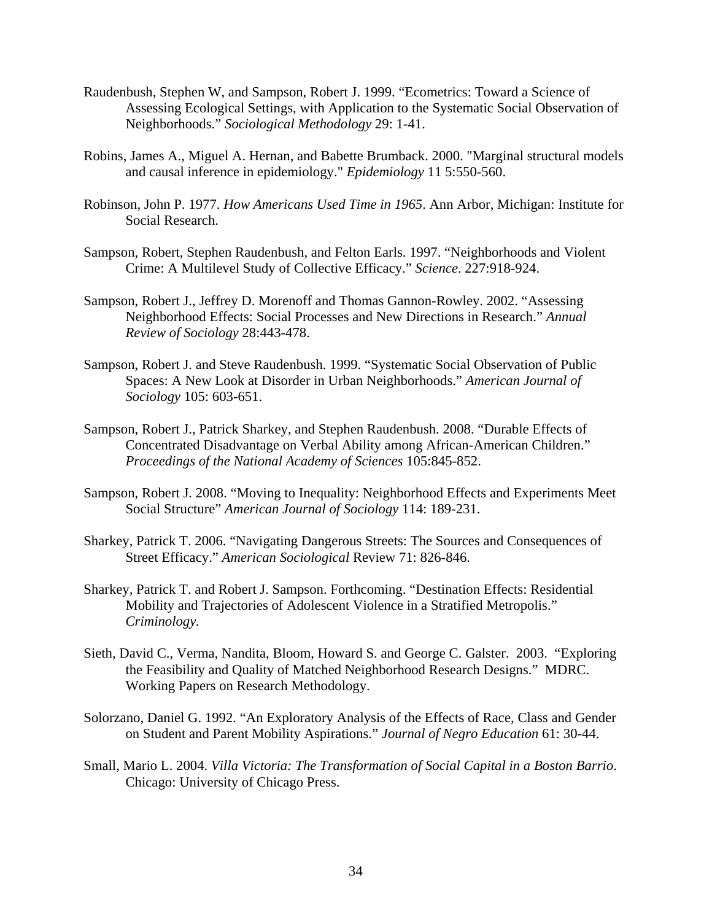Raudenbush, Stephen W, and Sampson, Robert J. 1999. "Ecometrics: Toward a Science of Assessing Ecological Settings, with Application to the Systematic Social Observation of Neighborhoods." *Sociological Methodology* 29: 1-41.

Robins, James A., Miguel A. Hernan, and Babette Brumback. 2000. "Marginal structural models and causal inference in epidemiology." *Epidemiology* 11 5:550-560.

Robinson, John P. 1977. *How Americans Used Time in 1965*. Ann Arbor, Michigan: Institute for Social Research.

Sampson, Robert, Stephen Raudenbush, and Felton Earls. 1997. "Neighborhoods and Violent Crime: A Multilevel Study of Collective Efficacy." *Science*. 227:918-924.

Sampson, Robert J., Jeffrey D. Morenoff and Thomas Gannon-Rowley. 2002. "Assessing Neighborhood Effects: Social Processes and New Directions in Research." *Annual Review of Sociology* 28:443-478.

Sampson, Robert J. and Steve Raudenbush. 1999. "Systematic Social Observation of Public Spaces: A New Look at Disorder in Urban Neighborhoods." *American Journal of Sociology* 105: 603-651.

Sampson, Robert J., Patrick Sharkey, and Stephen Raudenbush. 2008. "Durable Effects of Concentrated Disadvantage on Verbal Ability among African-American Children." *Proceedings of the National Academy of Sciences* 105:845-852.

Sampson, Robert J. 2008. "Moving to Inequality: Neighborhood Effects and Experiments Meet Social Structure" *American Journal of Sociology* 114: 189-231.

Sharkey, Patrick T. 2006. "Navigating Dangerous Streets: The Sources and Consequences of Street Efficacy." *American Sociological* Review 71: 826-846.

Sharkey, Patrick T. and Robert J. Sampson. Forthcoming. "Destination Effects: Residential Mobility and Trajectories of Adolescent Violence in a Stratified Metropolis." *Criminology.*

Sieth, David C., Verma, Nandita, Bloom, Howard S. and George C. Galster. 2003. "Exploring the Feasibility and Quality of Matched Neighborhood Research Designs." MDRC. Working Papers on Research Methodology.

Solorzano, Daniel G. 1992. "An Exploratory Analysis of the Effects of Race, Class and Gender on Student and Parent Mobility Aspirations." *Journal of Negro Education* 61: 30-44.

Small, Mario L. 2004. *Villa Victoria: The Transformation of Social Capital in a Boston Barrio*. Chicago: University of Chicago Press.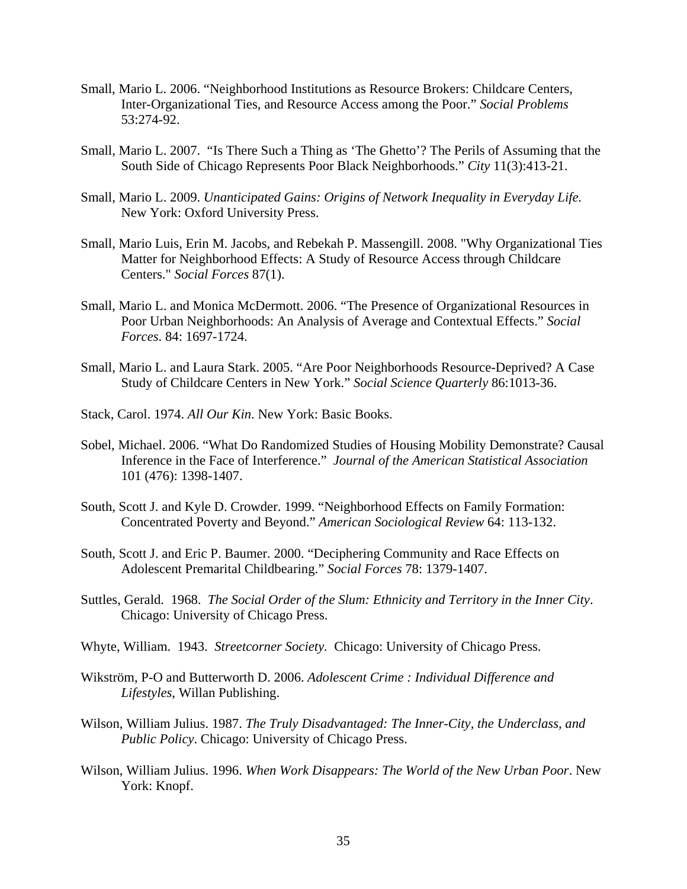Small, Mario L. 2006. “Neighborhood Institutions as Resource Brokers: Childcare Centers, Inter-Organizational Ties, and Resource Access among the Poor.” *Social Problems* 53:274-92.

Small, Mario L. 2007. “Is There Such a Thing as ‘The Ghetto’? The Perils of Assuming that the South Side of Chicago Represents Poor Black Neighborhoods.” *City* 11(3):413-21.

Small, Mario L. 2009. *Unanticipated Gains: Origins of Network Inequality in Everyday Life.* New York: Oxford University Press.

Small, Mario Luis, Erin M. Jacobs, and Rebekah P. Massengill. 2008. "Why Organizational Ties Matter for Neighborhood Effects: A Study of Resource Access through Childcare Centers." *Social Forces* 87(1).

Small, Mario L. and Monica McDermott. 2006. “The Presence of Organizational Resources in Poor Urban Neighborhoods: An Analysis of Average and Contextual Effects.” *Social Forces*. 84: 1697-1724.

Small, Mario L. and Laura Stark. 2005. “Are Poor Neighborhoods Resource-Deprived? A Case Study of Childcare Centers in New York.” *Social Science Quarterly* 86:1013-36.

Stack, Carol. 1974. *All Our Kin*. New York: Basic Books.

Sobel, Michael. 2006. “What Do Randomized Studies of Housing Mobility Demonstrate? Causal Inference in the Face of Interference.” *Journal of the American Statistical Association* 101 (476): 1398-1407.

South, Scott J. and Kyle D. Crowder. 1999. “Neighborhood Effects on Family Formation: Concentrated Poverty and Beyond.” *American Sociological Review* 64: 113-132.

South, Scott J. and Eric P. Baumer. 2000. “Deciphering Community and Race Effects on Adolescent Premarital Childbearing.” *Social Forces* 78: 1379-1407.

Suttles, Gerald. 1968. *The Social Order of the Slum: Ethnicity and Territory in the Inner City*. Chicago: University of Chicago Press.

Whyte, William. 1943. *Streetcorner Society.* Chicago: University of Chicago Press.

Wikström, P-O and Butterworth D. 2006. *Adolescent Crime : Individual Difference and Lifestyles*, Willan Publishing.

Wilson, William Julius. 1987. *The Truly Disadvantaged: The Inner-City, the Underclass, and Public Policy*. Chicago: University of Chicago Press.

Wilson, William Julius. 1996. *When Work Disappears: The World of the New Urban Poor*. New York: Knopf.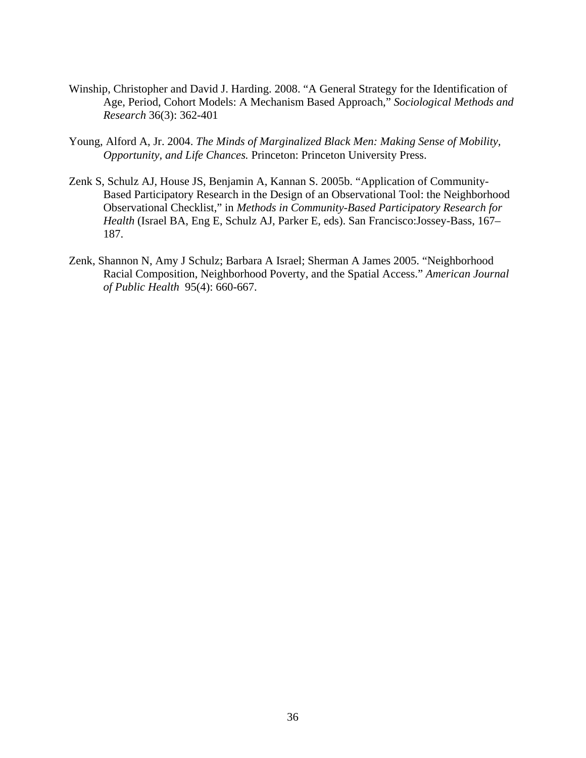Winship, Christopher and David J. Harding. 2008. “A General Strategy for the Identification of Age, Period, Cohort Models: A Mechanism Based Approach,” *Sociological Methods and Research* 36(3): 362-401

Young, Alford A, Jr. 2004. *The Minds of Marginalized Black Men: Making Sense of Mobility, Opportunity, and Life Chances.* Princeton: Princeton University Press.

Zenk S, Schulz AJ, House JS, Benjamin A, Kannan S. 2005b. “Application of Community-Based Participatory Research in the Design of an Observational Tool: the Neighborhood Observational Checklist,” in *Methods in Community-Based Participatory Research for Health* (Israel BA, Eng E, Schulz AJ, Parker E, eds). San Francisco:Jossey-Bass, 167–187.

Zenk, Shannon N, Amy J Schulz; Barbara A Israel; Sherman A James 2005. “Neighborhood Racial Composition, Neighborhood Poverty, and the Spatial Access.” *American Journal of Public Health* 95(4): 660-667.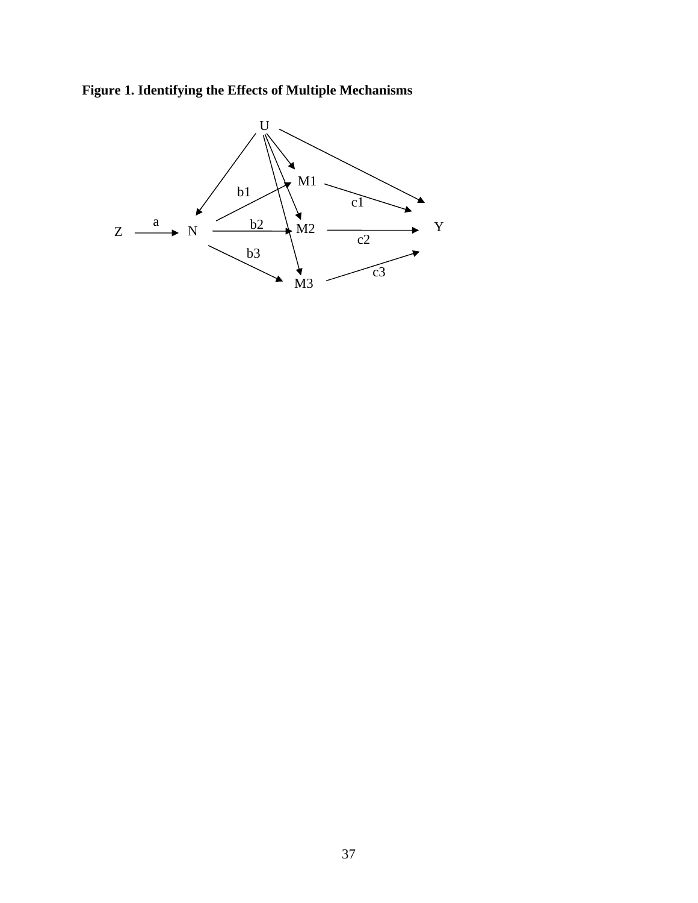**Figure 1. Identifying the Effects of Multiple Mechanisms**

U

M1

b1

c1

a

b2

Y

Z

N

M2

c2

b3

c3

M3